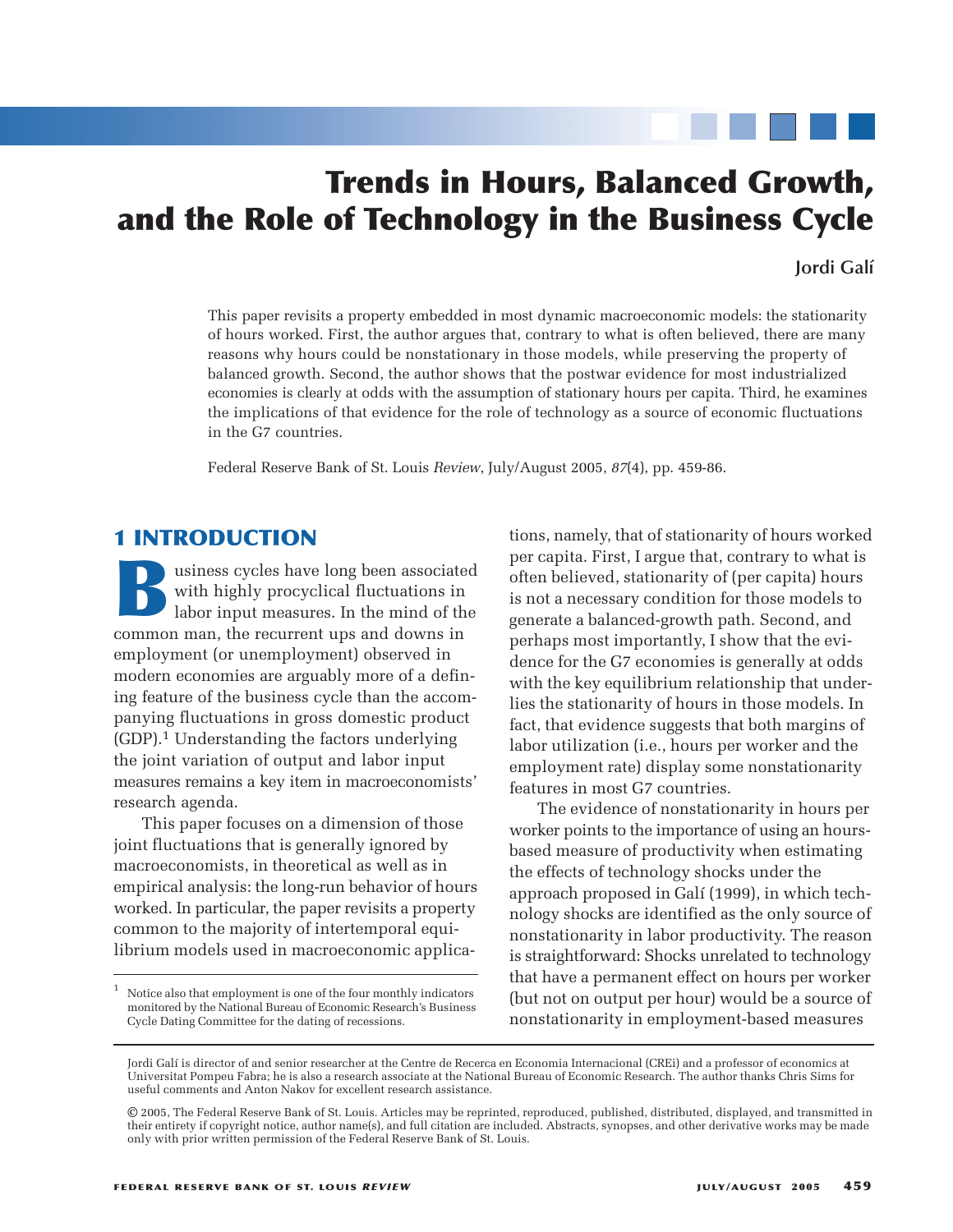# Trends in Hours, Balanced Growth, and the Role of Technology in the Business Cycle

**Jordi Galí**

This paper revisits a property embedded in most dynamic macroeconomic models: the stationarity of hours worked. First, the author argues that, contrary to what is often believed, there are many reasons why hours could be nonstationary in those models, while preserving the property of balanced growth. Second, the author shows that the postwar evidence for most industrialized economies is clearly at odds with the assumption of stationary hours per capita. Third, he examines the implications of that evidence for the role of technology as a source of economic fluctuations in the G7 countries.

Federal Reserve Bank of St. Louis *Review*, July/August 2005, *87*(4), pp. 459-86.

## 1 INTRODUCTION

Business cycles have long been associated with highly procyclical fluctuations in labor input measures. In the mind of the common man, the recurrent ups and downs in employment (or unemployment) observed in modern economies are arguably more of a defining feature of the business cycle than the accompanying fluctuations in gross domestic product (GDP).[1] Understanding the factors underlying the joint variation of output and labor input measures remains a key item in macroeconomists' research agenda.

This paper focuses on a dimension of those joint fluctuations that is generally ignored by macroeconomists, in theoretical as well as in empirical analysis: the long-run behavior of hours worked. In particular, the paper revisits a property common to the majority of intertemporal equilibrium models used in macroeconomic applications, namely, that of stationarity of hours worked per capita. First, I argue that, contrary to what is often believed, stationarity of (per capita) hours is not a necessary condition for those models to generate a balanced-growth path. Second, and perhaps most importantly, I show that the evidence for the G7 economies is generally at odds with the key equilibrium relationship that underlies the stationarity of hours in those models. In fact, that evidence suggests that both margins of labor utilization (i.e., hours per worker and the employment rate) display some nonstationarity features in most G7 countries.

The evidence of nonstationarity in hours per worker points to the importance of using an hours-based measure of productivity when estimating the effects of technology shocks under the approach proposed in Galí (1999), in which technology shocks are identified as the only source of nonstationarity in labor productivity. The reason is straightforward: Shocks unrelated to technology that have a permanent effect on hours per worker (but not on output per hour) would be a source of nonstationarity in employment-based measures

[1] Notice also that employment is one of the four monthly indicators monitored by the National Bureau of Economic Research's Business Cycle Dating Committee for the dating of recessions.

Jordi Galí is director of and senior researcher at the Centre de Recerca en Economia Internacional (CREi) and a professor of economics at Universitat Pompeu Fabra; he is also a research associate at the National Bureau of Economic Research. The author thanks Chris Sims for useful comments and Anton Nakov for excellent research assistance.

© 2005, The Federal Reserve Bank of St. Louis. Articles may be reprinted, reproduced, published, distributed, displayed, and transmitted in their entirety if copyright notice, author name(s), and full citation are included. Abstracts, synopses, and other derivative works may be made only with prior written permission of the Federal Reserve Bank of St. Louis.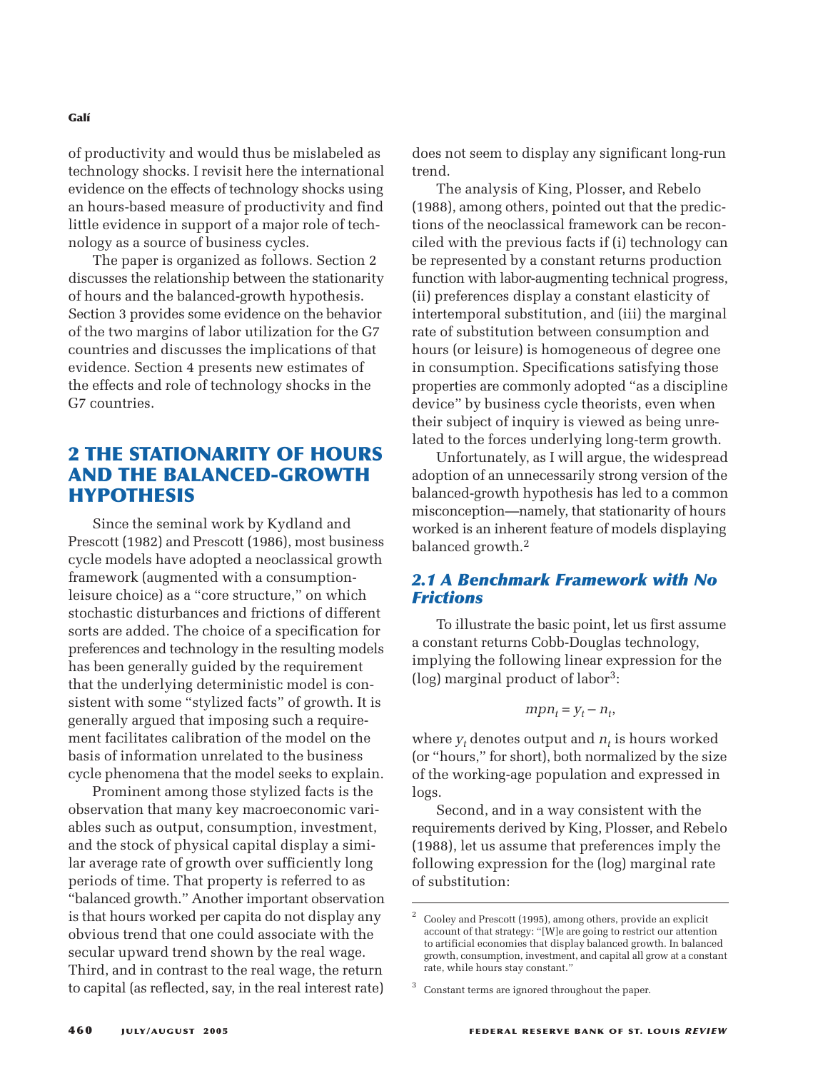of productivity and would thus be mislabeled as technology shocks. I revisit here the international evidence on the effects of technology shocks using an hours-based measure of productivity and find little evidence in support of a major role of technology as a source of business cycles.

The paper is organized as follows. Section 2 discusses the relationship between the stationarity of hours and the balanced-growth hypothesis. Section 3 provides some evidence on the behavior of the two margins of labor utilization for the G7 countries and discusses the implications of that evidence. Section 4 presents new estimates of the effects and role of technology shocks in the G7 countries.

## 2 THE STATIONARITY OF HOURS AND THE BALANCED-GROWTH HYPOTHESIS

Since the seminal work by Kydland and Prescott (1982) and Prescott (1986), most business cycle models have adopted a neoclassical growth framework (augmented with a consumption-leisure choice) as a "core structure," on which stochastic disturbances and frictions of different sorts are added. The choice of a specification for preferences and technology in the resulting models has been generally guided by the requirement that the underlying deterministic model is consistent with some "stylized facts" of growth. It is generally argued that imposing such a requirement facilitates calibration of the model on the basis of information unrelated to the business cycle phenomena that the model seeks to explain.

Prominent among those stylized facts is the observation that many key macroeconomic variables such as output, consumption, investment, and the stock of physical capital display a similar average rate of growth over sufficiently long periods of time. That property is referred to as "balanced growth." Another important observation is that hours worked per capita do not display any obvious trend that one could associate with the secular upward trend shown by the real wage. Third, and in contrast to the real wage, the return to capital (as reflected, say, in the real interest rate) does not seem to display any significant long-run trend.

The analysis of King, Plosser, and Rebelo (1988), among others, pointed out that the predictions of the neoclassical framework can be reconciled with the previous facts if (i) technology can be represented by a constant returns production function with labor-augmenting technical progress, (ii) preferences display a constant elasticity of intertemporal substitution, and (iii) the marginal rate of substitution between consumption and hours (or leisure) is homogeneous of degree one in consumption. Specifications satisfying those properties are commonly adopted "as a discipline device" by business cycle theorists, even when their subject of inquiry is viewed as being unrelated to the forces underlying long-term growth.

Unfortunately, as I will argue, the widespread adoption of an unnecessarily strong version of the balanced-growth hypothesis has led to a common misconception—namely, that stationarity of hours worked is an inherent feature of models displaying balanced growth.[2]

### *2.1 A Benchmark Framework with No Frictions*

To illustrate the basic point, let us first assume a constant returns Cobb-Douglas technology, implying the following linear expression for the (log) marginal product of labor[3]:

$$mpn_t = y_t - n_t,$$

where $y_t$ denotes output and $n_t$ is hours worked (or "hours," for short), both normalized by the size of the working-age population and expressed in logs.

Second, and in a way consistent with the requirements derived by King, Plosser, and Rebelo (1988), let us assume that preferences imply the following expression for the (log) marginal rate of substitution:

---

[2] Cooley and Prescott (1995), among others, provide an explicit account of that strategy: "[W]e are going to restrict our attention to artificial economies that display balanced growth. In balanced growth, consumption, investment, and capital all grow at a constant rate, while hours stay constant."

[3] Constant terms are ignored throughout the paper.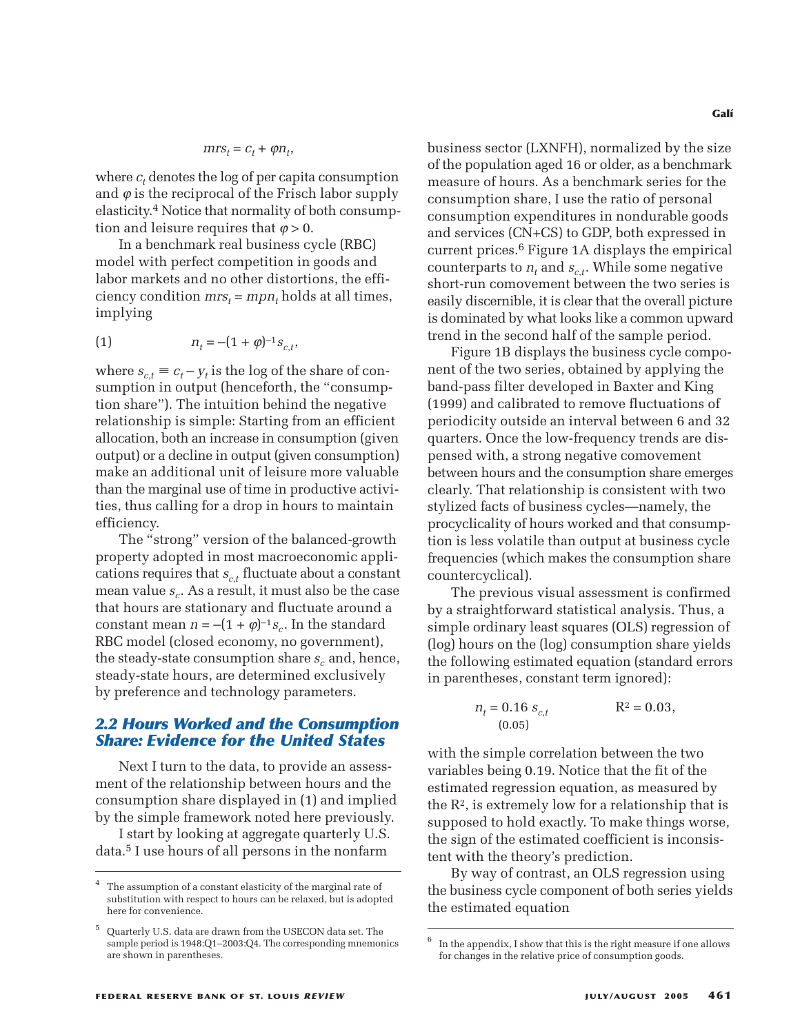$$mrs_t = c_t + \varphi n_t,$$

where $c_t$ denotes the log of per capita consumption and $\varphi$ is the reciprocal of the Frisch labor supply elasticity.[4] Notice that normality of both consumption and leisure requires that $\varphi > 0$.

In a benchmark real business cycle (RBC) model with perfect competition in goods and labor markets and no other distortions, the efficiency condition $mrs_t = mpn_t$ holds at all times, implying

$$n_t = -(1 + \varphi)^{-1} s_{c,t}, \tag{1}$$

where $s_{c,t} \equiv c_t - y_t$ is the log of the share of consumption in output (henceforth, the "consumption share"). The intuition behind the negative relationship is simple: Starting from an efficient allocation, both an increase in consumption (given output) or a decline in output (given consumption) make an additional unit of leisure more valuable than the marginal use of time in productive activities, thus calling for a drop in hours to maintain efficiency.

The "strong" version of the balanced-growth property adopted in most macroeconomic applications requires that $s_{c,t}$ fluctuate about a constant mean value $s_c$. As a result, it must also be the case that hours are stationary and fluctuate around a constant mean $n = -(1 + \varphi)^{-1} s_c$. In the standard RBC model (closed economy, no government), the steady-state consumption share $s_c$ and, hence, steady-state hours, are determined exclusively by preference and technology parameters.

## 2.2 Hours Worked and the Consumption Share: Evidence for the United States

Next I turn to the data, to provide an assessment of the relationship between hours and the consumption share displayed in (1) and implied by the simple framework noted here previously.

I start by looking at aggregate quarterly U.S. data.[5] I use hours of all persons in the nonfarm business sector (LXNFH), normalized by the size of the population aged 16 or older, as a benchmark measure of hours. As a benchmark series for the consumption share, I use the ratio of personal consumption expenditures in nondurable goods and services (CN+CS) to GDP, both expressed in current prices.[6] Figure 1A displays the empirical counterparts to $n_t$ and $s_{c,t}$. While some negative short-run comovement between the two series is easily discernible, it is clear that the overall picture is dominated by what looks like a common upward trend in the second half of the sample period.

Figure 1B displays the business cycle component of the two series, obtained by applying the band-pass filter developed in Baxter and King (1999) and calibrated to remove fluctuations of periodicity outside an interval between 6 and 32 quarters. Once the low-frequency trends are dispensed with, a strong negative comovement between hours and the consumption share emerges clearly. That relationship is consistent with two stylized facts of business cycles—namely, the procyclicality of hours worked and that consumption is less volatile than output at business cycle frequencies (which makes the consumption share countercyclical).

The previous visual assessment is confirmed by a straightforward statistical analysis. Thus, a simple ordinary least squares (OLS) regression of (log) hours on the (log) consumption share yields the following estimated equation (standard errors in parentheses, constant term ignored):

$$n_t = \underset{(0.05)}{0.16}\, s_{c,t} \qquad R^2 = 0.03,$$

with the simple correlation between the two variables being 0.19. Notice that the fit of the estimated regression equation, as measured by the $R^2$, is extremely low for a relationship that is supposed to hold exactly. To make things worse, the sign of the estimated coefficient is inconsistent with the theory's prediction.

By way of contrast, an OLS regression using the business cycle component of both series yields the estimated equation

---

[4] The assumption of a constant elasticity of the marginal rate of substitution with respect to hours can be relaxed, but is adopted here for convenience.

[5] Quarterly U.S. data are drawn from the USECON data set. The sample period is 1948:Q1–2003:Q4. The corresponding mnemonics are shown in parentheses.

[6] In the appendix, I show that this is the right measure if one allows for changes in the relative price of consumption goods.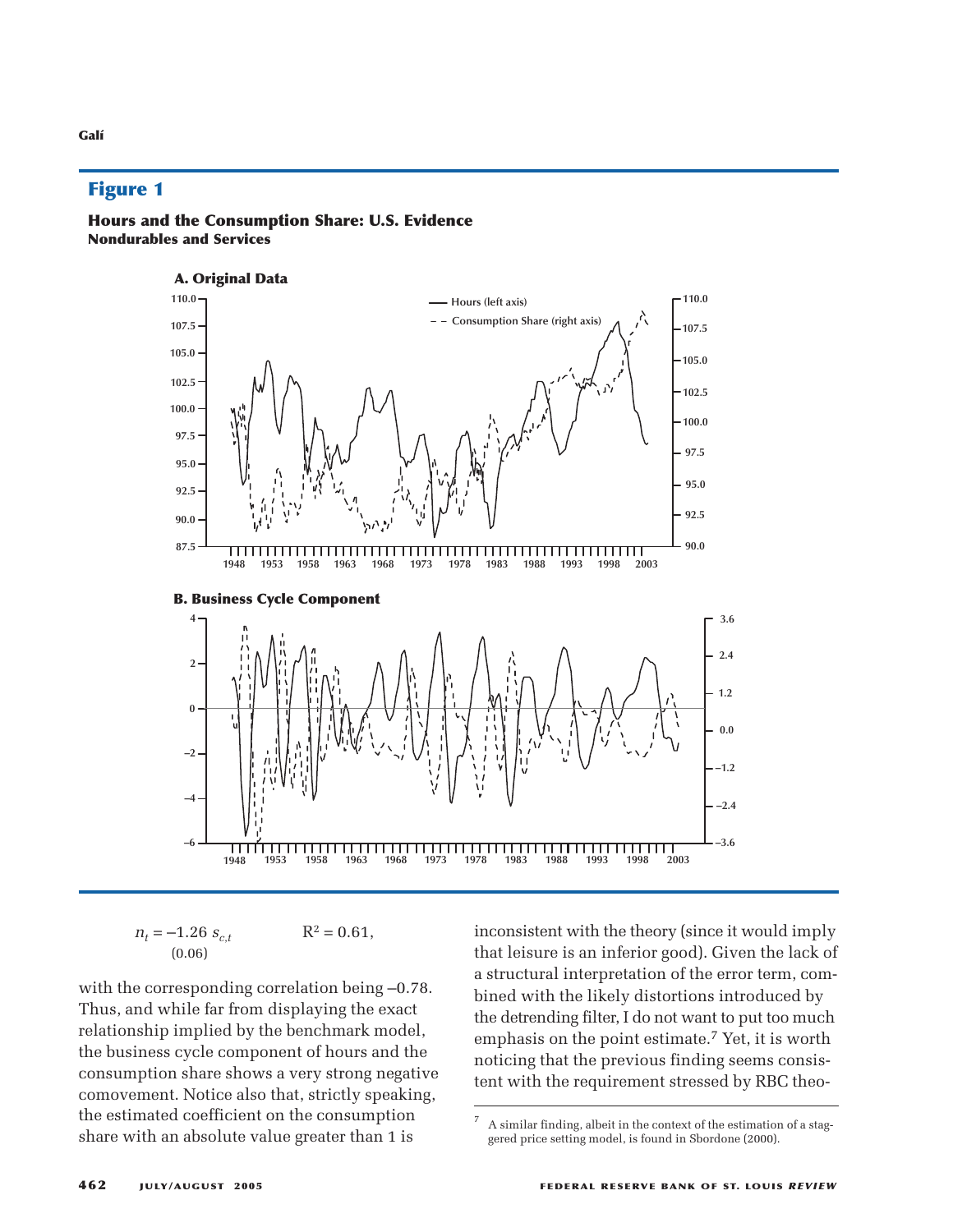## Figure 1

**Hours and the Consumption Share: U.S. Evidence**
**Nondurables and Services**

**A. Original Data**

**B. Business Cycle Component**

$$n_t = \underset{(0.06)}{-1.26}\, s_{c,t} \qquad R^2 = 0.61,$$

with the corresponding correlation being –0.78. Thus, and while far from displaying the exact relationship implied by the benchmark model, the business cycle component of hours and the consumption share shows a very strong negative comovement. Notice also that, strictly speaking, the estimated coefficient on the consumption share with an absolute value greater than 1 is inconsistent with the theory (since it would imply that leisure is an inferior good). Given the lack of a structural interpretation of the error term, combined with the likely distortions introduced by the detrending filter, I do not want to put too much emphasis on the point estimate.[7] Yet, it is worth noticing that the previous finding seems consistent with the requirement stressed by RBC theo-

[7] A similar finding, albeit in the context of the estimation of a staggered price setting model, is found in Sbordone (2000).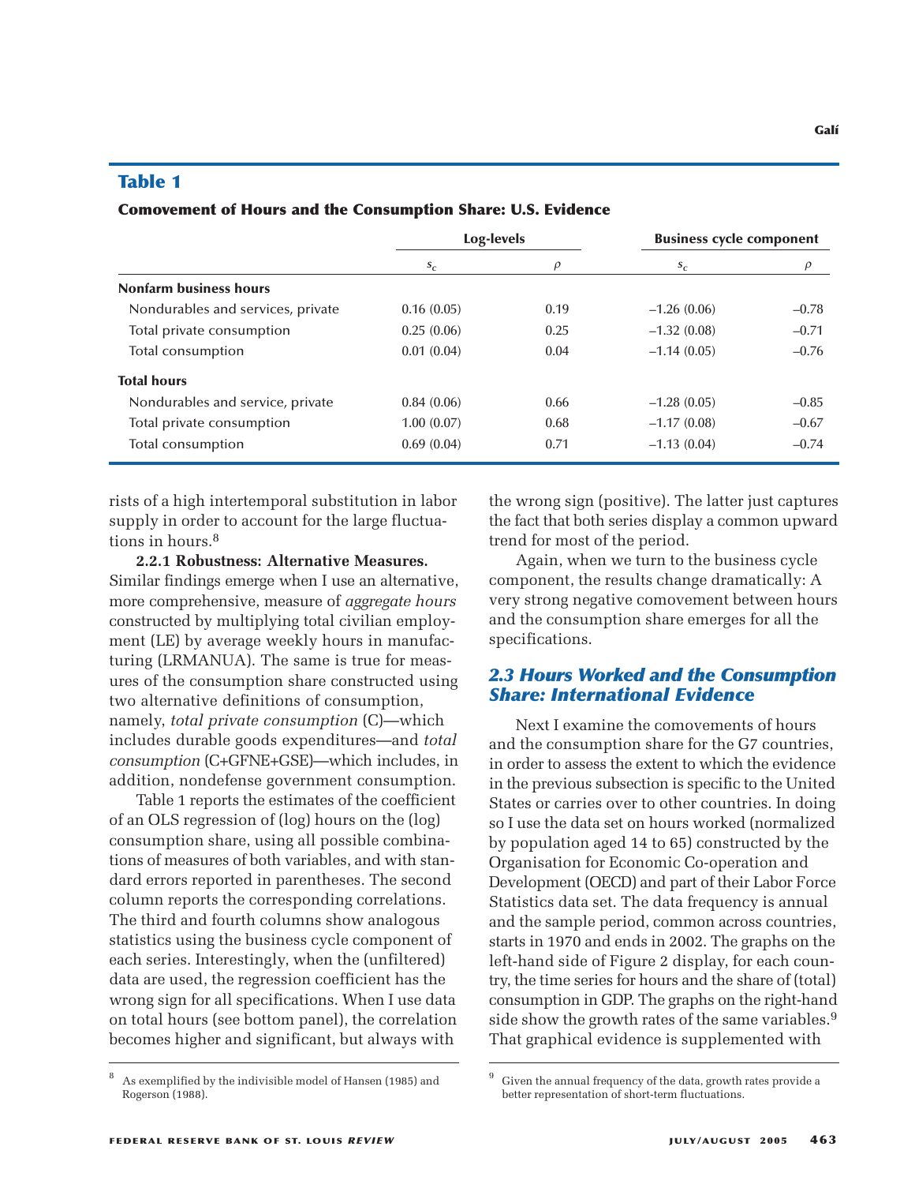## Table 1

**Comovement of Hours and the Consumption Share: U.S. Evidence**

| | Log-levels | | Business cycle component | |
|---|---|---|---|---|
| | $s_c$ | $\rho$ | $s_c$ | $\rho$ |
| **Nonfarm business hours** | | | | |
| Nondurables and services, private | 0.16 (0.05) | 0.19 | –1.26 (0.06) | –0.78 |
| Total private consumption | 0.25 (0.06) | 0.25 | –1.32 (0.08) | –0.71 |
| Total consumption | 0.01 (0.04) | 0.04 | –1.14 (0.05) | –0.76 |
| **Total hours** | | | | |
| Nondurables and service, private | 0.84 (0.06) | 0.66 | –1.28 (0.05) | –0.85 |
| Total private consumption | 1.00 (0.07) | 0.68 | –1.17 (0.08) | –0.67 |
| Total consumption | 0.69 (0.04) | 0.71 | –1.13 (0.04) | –0.74 |

rists of a high intertemporal substitution in labor supply in order to account for the large fluctuations in hours.[8]

**2.2.1 Robustness: Alternative Measures.** Similar findings emerge when I use an alternative, more comprehensive, measure of *aggregate hours* constructed by multiplying total civilian employment (LE) by average weekly hours in manufacturing (LRMANUA). The same is true for measures of the consumption share constructed using two alternative definitions of consumption, namely, *total private consumption* (C)—which includes durable goods expenditures—and *total consumption* (C+GFNE+GSE)—which includes, in addition, nondefense government consumption.

Table 1 reports the estimates of the coefficient of an OLS regression of (log) hours on the (log) consumption share, using all possible combinations of measures of both variables, and with standard errors reported in parentheses. The second column reports the corresponding correlations. The third and fourth columns show analogous statistics using the business cycle component of each series. Interestingly, when the (unfiltered) data are used, the regression coefficient has the wrong sign for all specifications. When I use data on total hours (see bottom panel), the correlation becomes higher and significant, but always with the wrong sign (positive). The latter just captures the fact that both series display a common upward trend for most of the period.

Again, when we turn to the business cycle component, the results change dramatically: A very strong negative comovement between hours and the consumption share emerges for all the specifications.

### 2.3 Hours Worked and the Consumption Share: International Evidence

Next I examine the comovements of hours and the consumption share for the G7 countries, in order to assess the extent to which the evidence in the previous subsection is specific to the United States or carries over to other countries. In doing so I use the data set on hours worked (normalized by population aged 14 to 65) constructed by the Organisation for Economic Co-operation and Development (OECD) and part of their Labor Force Statistics data set. The data frequency is annual and the sample period, common across countries, starts in 1970 and ends in 2002. The graphs on the left-hand side of Figure 2 display, for each country, the time series for hours and the share of (total) consumption in GDP. The graphs on the right-hand side show the growth rates of the same variables.[9] That graphical evidence is supplemented with

[8] As exemplified by the indivisible model of Hansen (1985) and Rogerson (1988).

[9] Given the annual frequency of the data, growth rates provide a better representation of short-term fluctuations.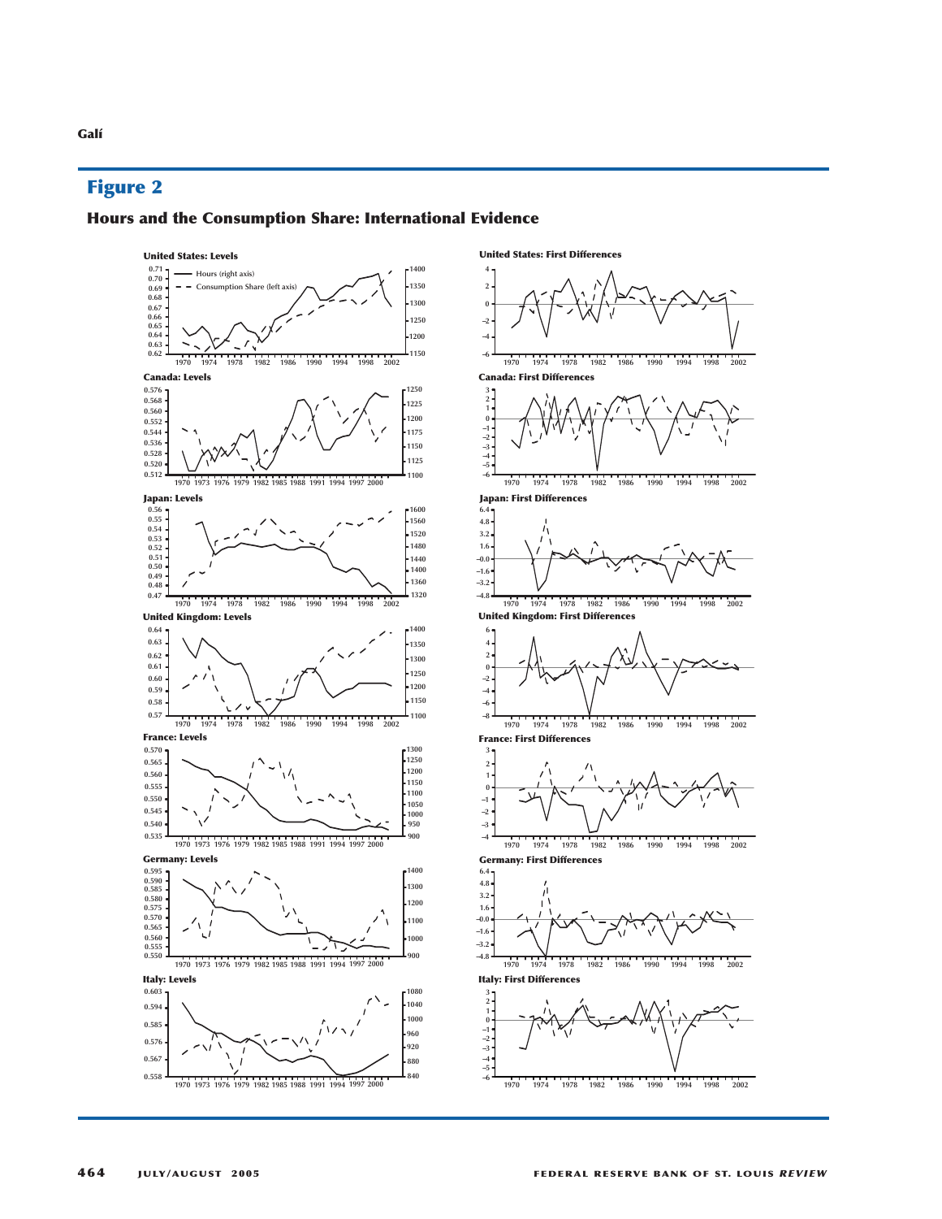## Figure 2

### Hours and the Consumption Share: International Evidence

**United States: Levels**

**United States: First Differences**

**Canada: Levels**

**Canada: First Differences**

**Japan: Levels**

**Japan: First Differences**

**United Kingdom: Levels**

**United Kingdom: First Differences**

**France: Levels**

**France: First Differences**

**Germany: Levels**

**Germany: First Differences**

**Italy: Levels**

**Italy: First Differences**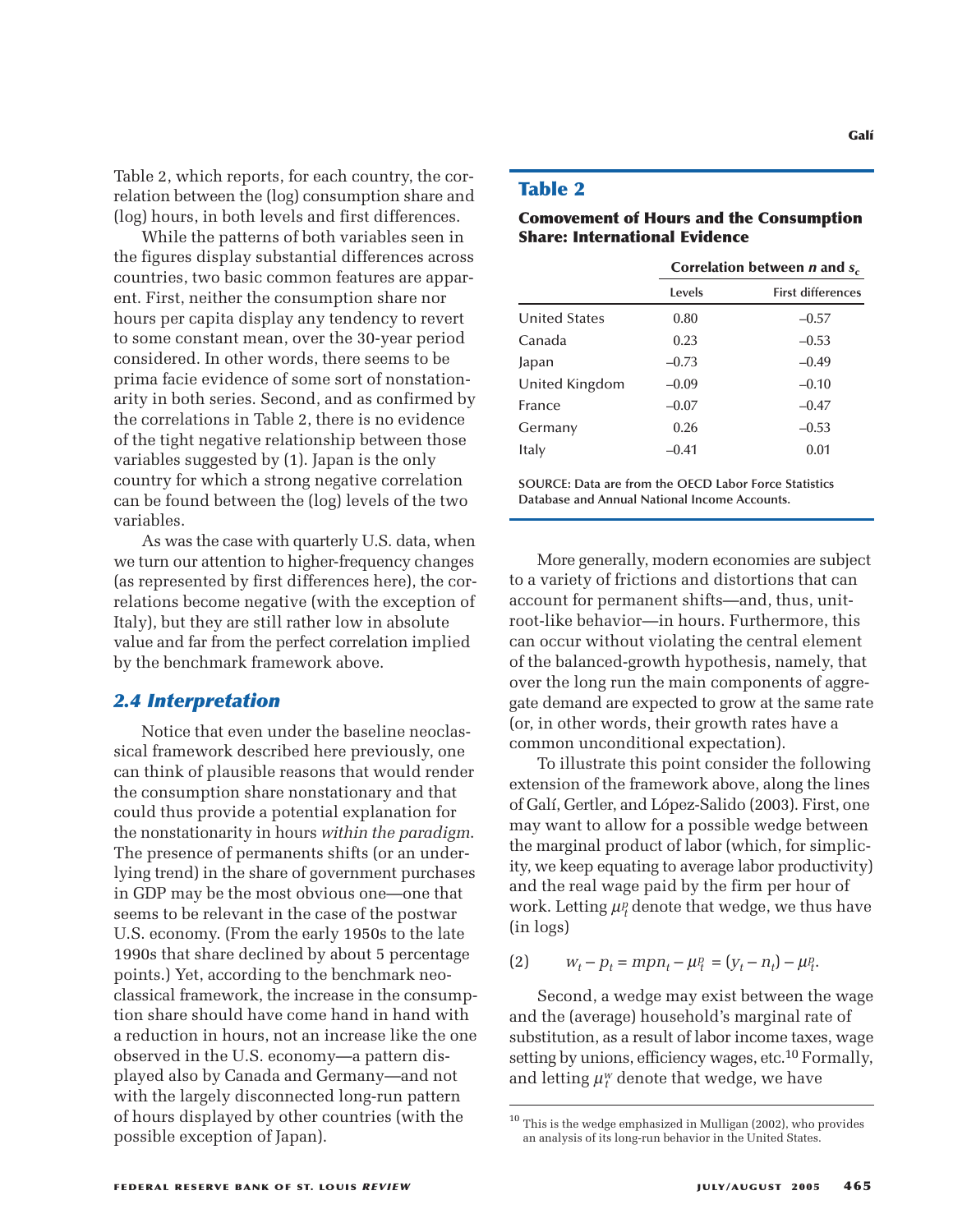Table 2, which reports, for each country, the correlation between the (log) consumption share and (log) hours, in both levels and first differences.

While the patterns of both variables seen in the figures display substantial differences across countries, two basic common features are apparent. First, neither the consumption share nor hours per capita display any tendency to revert to some constant mean, over the 30-year period considered. In other words, there seems to be prima facie evidence of some sort of nonstationarity in both series. Second, and as confirmed by the correlations in Table 2, there is no evidence of the tight negative relationship between those variables suggested by (1). Japan is the only country for which a strong negative correlation can be found between the (log) levels of the two variables.

As was the case with quarterly U.S. data, when we turn our attention to higher-frequency changes (as represented by first differences here), the correlations become negative (with the exception of Italy), but they are still rather low in absolute value and far from the perfect correlation implied by the benchmark framework above.

**Table 2**

**Comovement of Hours and the Consumption Share: International Evidence**

| | Correlation between $n$ and $s_c$ | |
|---|---|---|
| | Levels | First differences |
| United States | 0.80 | –0.57 |
| Canada | 0.23 | –0.53 |
| Japan | –0.73 | –0.49 |
| United Kingdom | –0.09 | –0.10 |
| France | –0.07 | –0.47 |
| Germany | 0.26 | –0.53 |
| Italy | –0.41 | 0.01 |

SOURCE: Data are from the OECD Labor Force Statistics Database and Annual National Income Accounts.

### 2.4 Interpretation

Notice that even under the baseline neoclassical framework described here previously, one can think of plausible reasons that would render the consumption share nonstationary and that could thus provide a potential explanation for the nonstationarity in hours *within the paradigm*. The presence of permanents shifts (or an underlying trend) in the share of government purchases in GDP may be the most obvious one—one that seems to be relevant in the case of the postwar U.S. economy. (From the early 1950s to the late 1990s that share declined by about 5 percentage points.) Yet, according to the benchmark neoclassical framework, the increase in the consumption share should have come hand in hand with a reduction in hours, not an increase like the one observed in the U.S. economy—a pattern displayed also by Canada and Germany—and not with the largely disconnected long-run pattern of hours displayed by other countries (with the possible exception of Japan).

More generally, modern economies are subject to a variety of frictions and distortions that can account for permanent shifts—and, thus, unit-root-like behavior—in hours. Furthermore, this can occur without violating the central element of the balanced-growth hypothesis, namely, that over the long run the main components of aggregate demand are expected to grow at the same rate (or, in other words, their growth rates have a common unconditional expectation).

To illustrate this point consider the following extension of the framework above, along the lines of Galí, Gertler, and López-Salido (2003). First, one may want to allow for a possible wedge between the marginal product of labor (which, for simplicity, we keep equating to average labor productivity) and the real wage paid by the firm per hour of work. Letting $\mu_t^p$ denote that wedge, we thus have (in logs)

$$(2) \qquad w_t - p_t = mpn_t - \mu_t^p = (y_t - n_t) - \mu_t^p.$$

Second, a wedge may exist between the wage and the (average) household's marginal rate of substitution, as a result of labor income taxes, wage setting by unions, efficiency wages, etc.[10] Formally, and letting $\mu_t^w$ denote that wedge, we have

[10] This is the wedge emphasized in Mulligan (2002), who provides an analysis of its long-run behavior in the United States.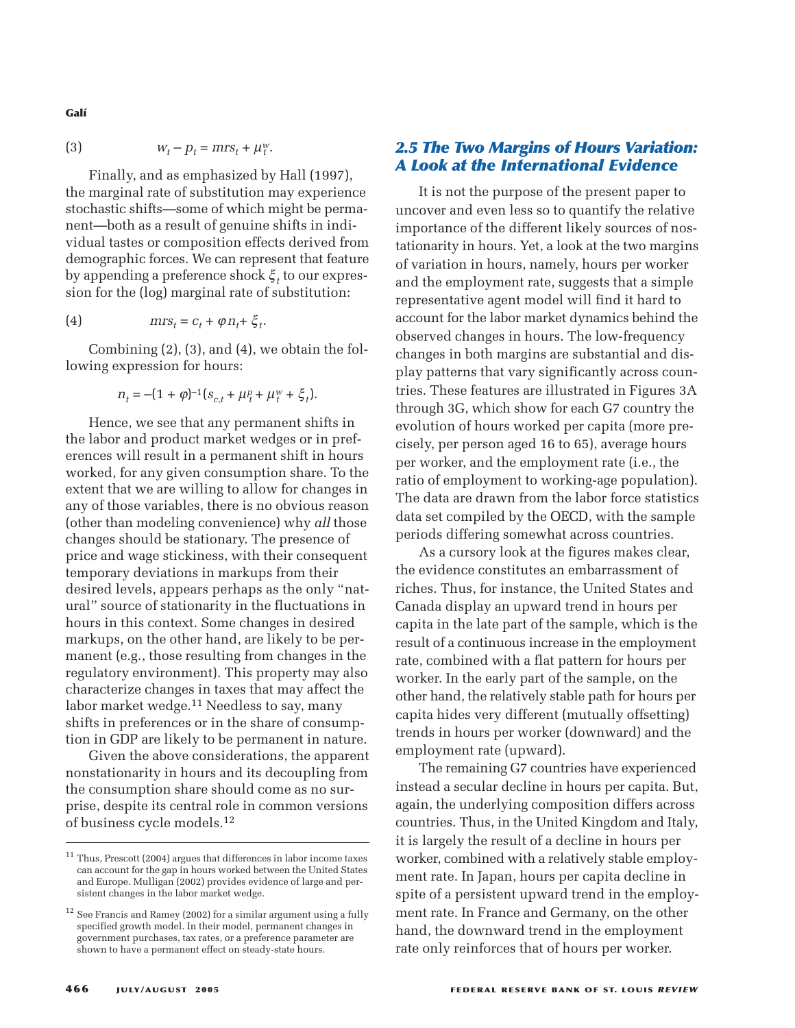$$w_t - p_t = mrs_t + \mu_t^w. \tag{3}$$

Finally, and as emphasized by Hall (1997), the marginal rate of substitution may experience stochastic shifts—some of which might be permanent—both as a result of genuine shifts in individual tastes or composition effects derived from demographic forces. We can represent that feature by appending a preference shock $\xi_t$ to our expression for the (log) marginal rate of substitution:

$$mrs_t = c_t + \varphi n_t + \xi_t. \tag{4}$$

Combining (2), (3), and (4), we obtain the following expression for hours:

$$n_t = -(1 + \varphi)^{-1}(s_{c,t} + \mu_t^p + \mu_t^w + \xi_t).$$

Hence, we see that any permanent shifts in the labor and product market wedges or in preferences will result in a permanent shift in hours worked, for any given consumption share. To the extent that we are willing to allow for changes in any of those variables, there is no obvious reason (other than modeling convenience) why *all* those changes should be stationary. The presence of price and wage stickiness, with their consequent temporary deviations in markups from their desired levels, appears perhaps as the only "natural" source of stationarity in the fluctuations in hours in this context. Some changes in desired markups, on the other hand, are likely to be permanent (e.g., those resulting from changes in the regulatory environment). This property may also characterize changes in taxes that may affect the labor market wedge.[11] Needless to say, many shifts in preferences or in the share of consumption in GDP are likely to be permanent in nature.

Given the above considerations, the apparent nonstationarity in hours and its decoupling from the consumption share should come as no surprise, despite its central role in common versions of business cycle models.[12]

### 2.5 The Two Margins of Hours Variation: A Look at the International Evidence

It is not the purpose of the present paper to uncover and even less so to quantify the relative importance of the different likely sources of nostationarity in hours. Yet, a look at the two margins of variation in hours, namely, hours per worker and the employment rate, suggests that a simple representative agent model will find it hard to account for the labor market dynamics behind the observed changes in hours. The low-frequency changes in both margins are substantial and display patterns that vary significantly across countries. These features are illustrated in Figures 3A through 3G, which show for each G7 country the evolution of hours worked per capita (more precisely, per person aged 16 to 65), average hours per worker, and the employment rate (i.e., the ratio of employment to working-age population). The data are drawn from the labor force statistics data set compiled by the OECD, with the sample periods differing somewhat across countries.

As a cursory look at the figures makes clear, the evidence constitutes an embarrassment of riches. Thus, for instance, the United States and Canada display an upward trend in hours per capita in the late part of the sample, which is the result of a continuous increase in the employment rate, combined with a flat pattern for hours per worker. In the early part of the sample, on the other hand, the relatively stable path for hours per capita hides very different (mutually offsetting) trends in hours per worker (downward) and the employment rate (upward).

The remaining G7 countries have experienced instead a secular decline in hours per capita. But, again, the underlying composition differs across countries. Thus, in the United Kingdom and Italy, it is largely the result of a decline in hours per worker, combined with a relatively stable employment rate. In Japan, hours per capita decline in spite of a persistent upward trend in the employment rate. In France and Germany, on the other hand, the downward trend in the employment rate only reinforces that of hours per worker.

---

[11] Thus, Prescott (2004) argues that differences in labor income taxes can account for the gap in hours worked between the United States and Europe. Mulligan (2002) provides evidence of large and persistent changes in the labor market wedge.

[12] See Francis and Ramey (2002) for a similar argument using a fully specified growth model. In their model, permanent changes in government purchases, tax rates, or a preference parameter are shown to have a permanent effect on steady-state hours.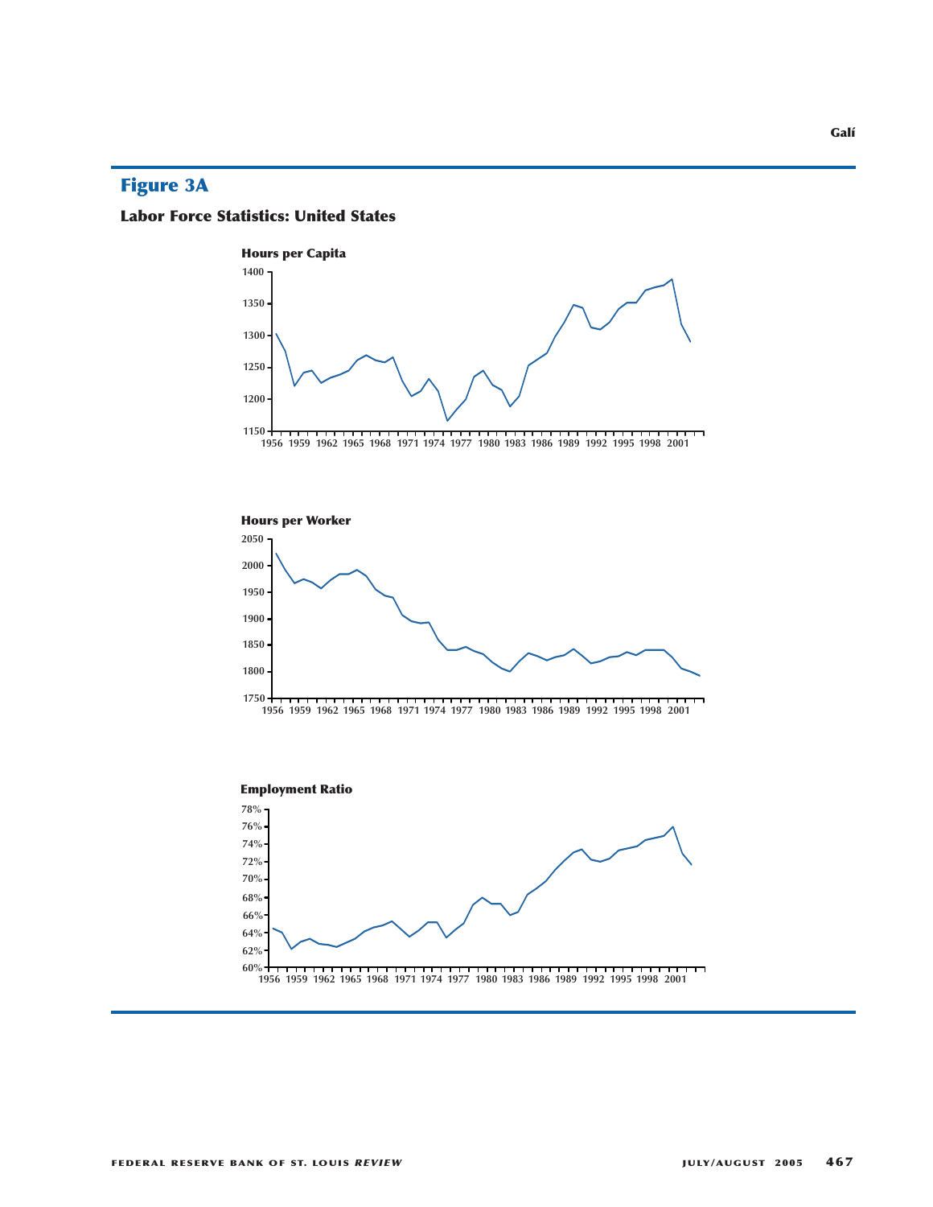## Figure 3A

**Labor Force Statistics: United States**

**Hours per Capita**

**Hours per Worker**

**Employment Ratio**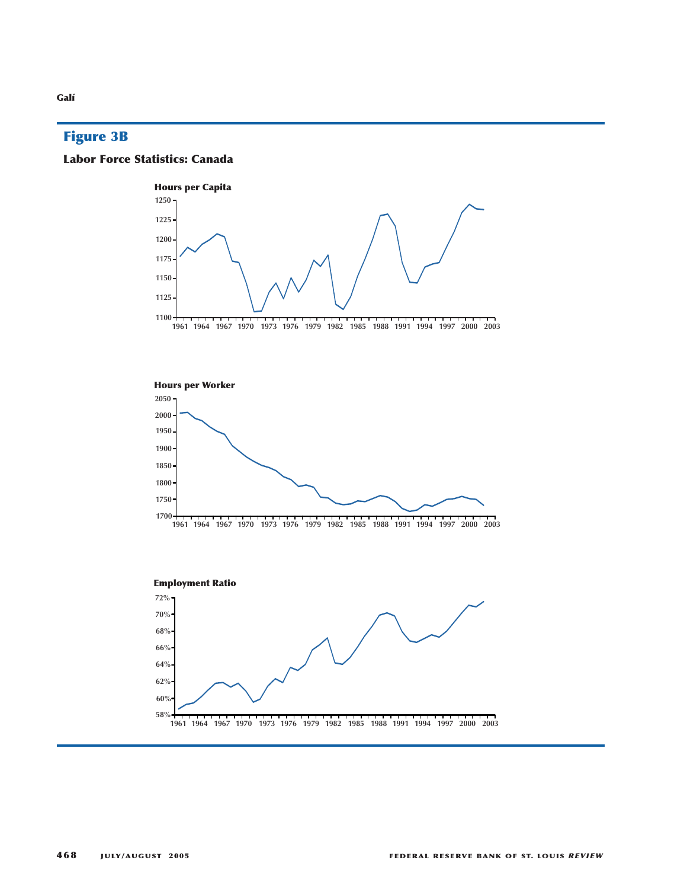## Figure 3B

### Labor Force Statistics: Canada

**Hours per Capita**

**Hours per Worker**

**Employment Ratio**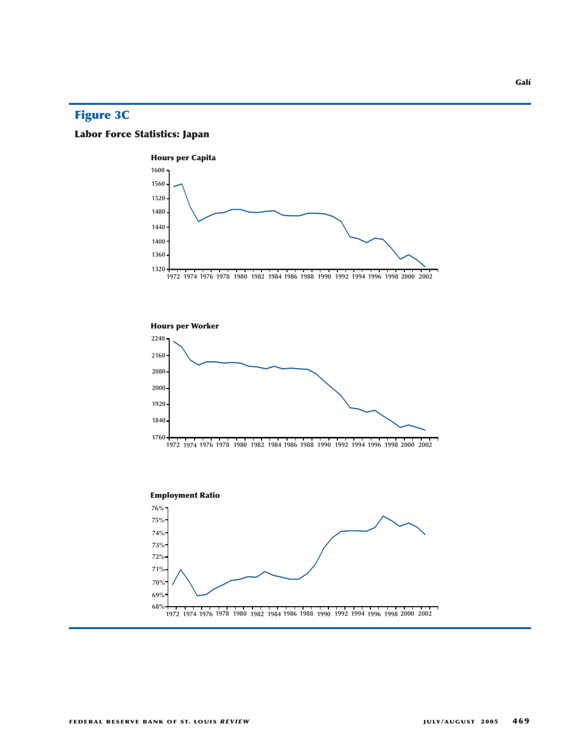## Figure 3C

### Labor Force Statistics: Japan

**Hours per Capita**

**Hours per Worker**

**Employment Ratio**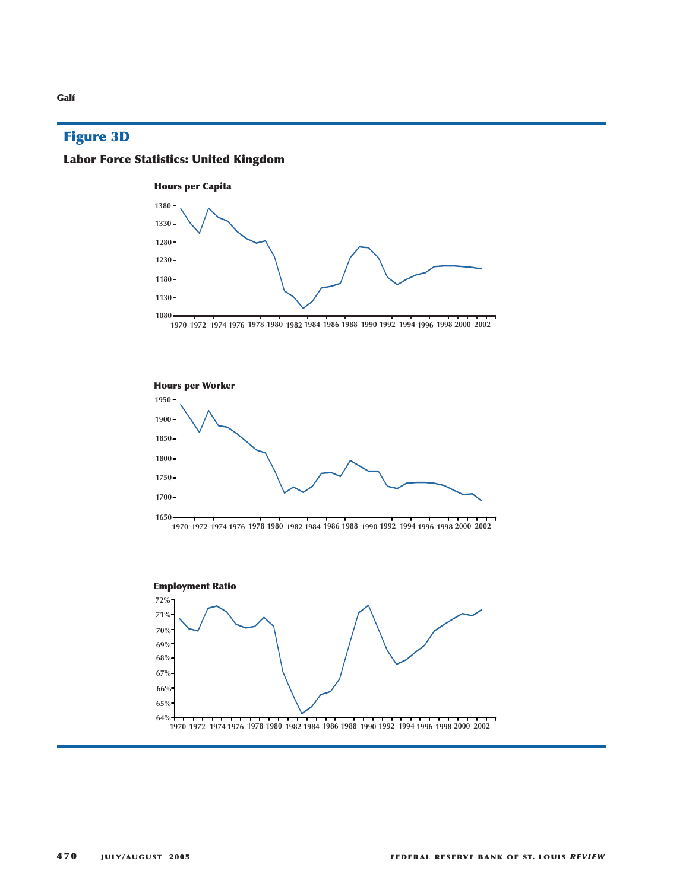## Figure 3D

**Labor Force Statistics: United Kingdom**

**Hours per Capita**

**Hours per Worker**

**Employment Ratio**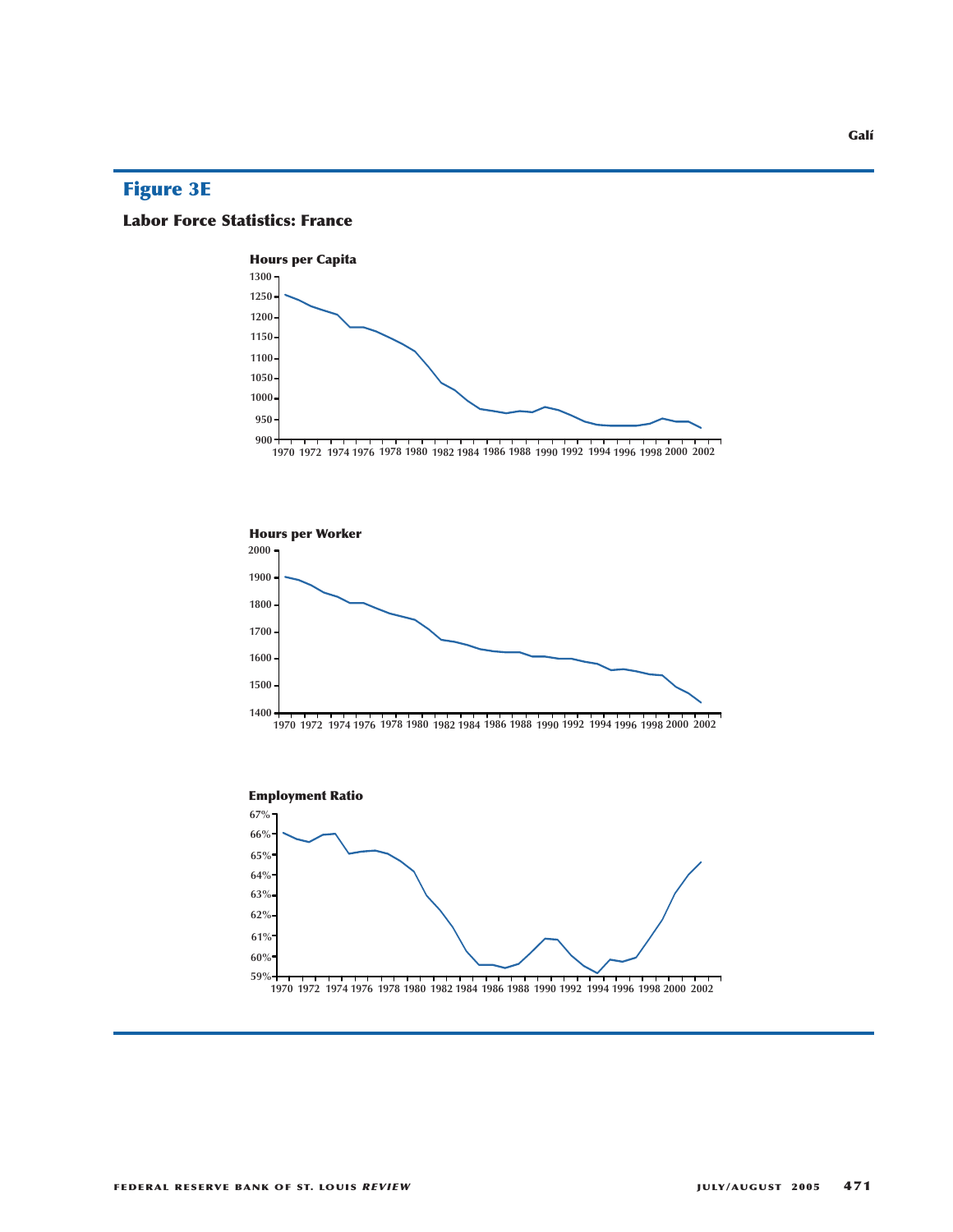## Figure 3E

### Labor Force Statistics: France

**Hours per Capita**

**Hours per Worker**

**Employment Ratio**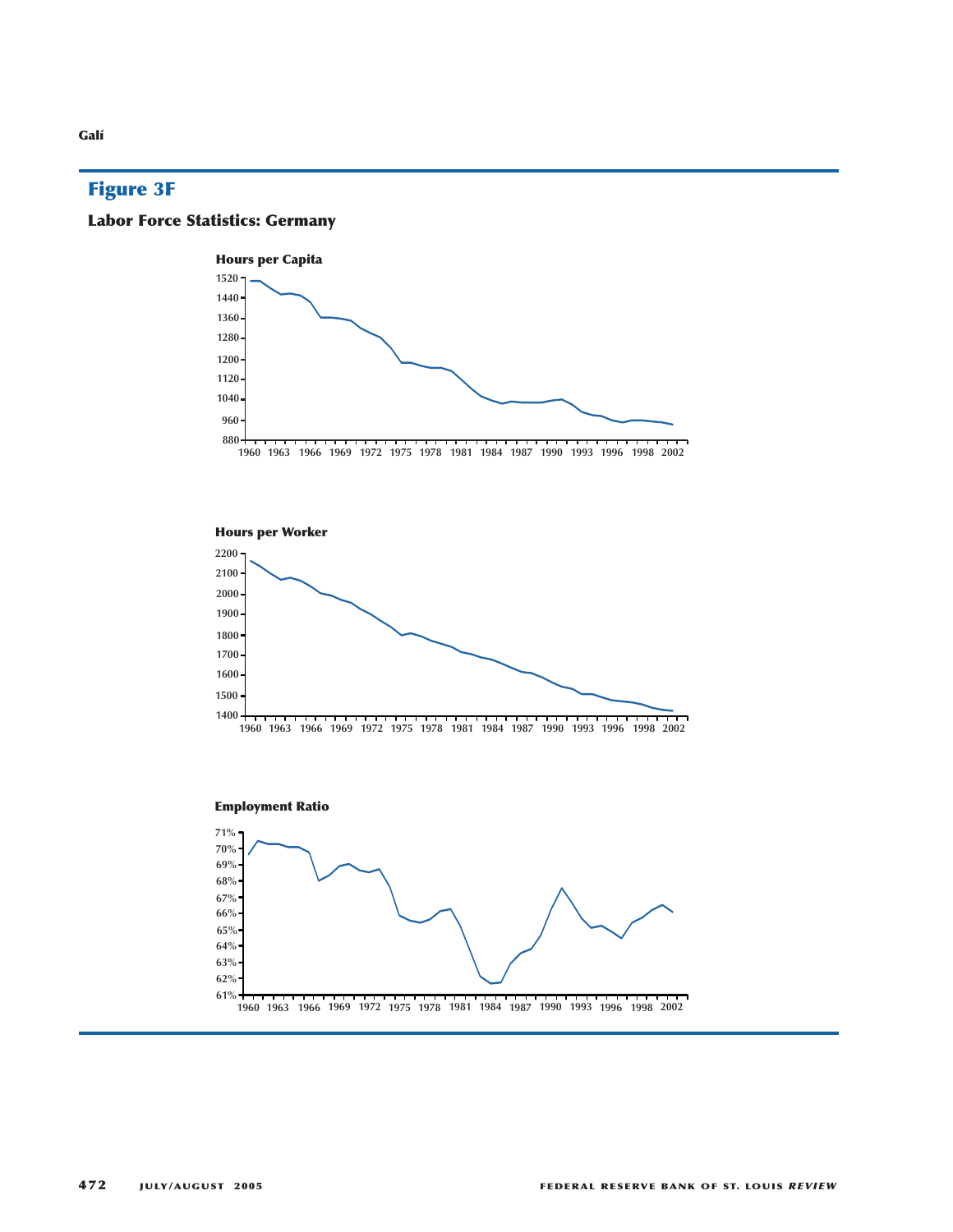## Figure 3F

### Labor Force Statistics: Germany

**Hours per Capita**

**Hours per Worker**

**Employment Ratio**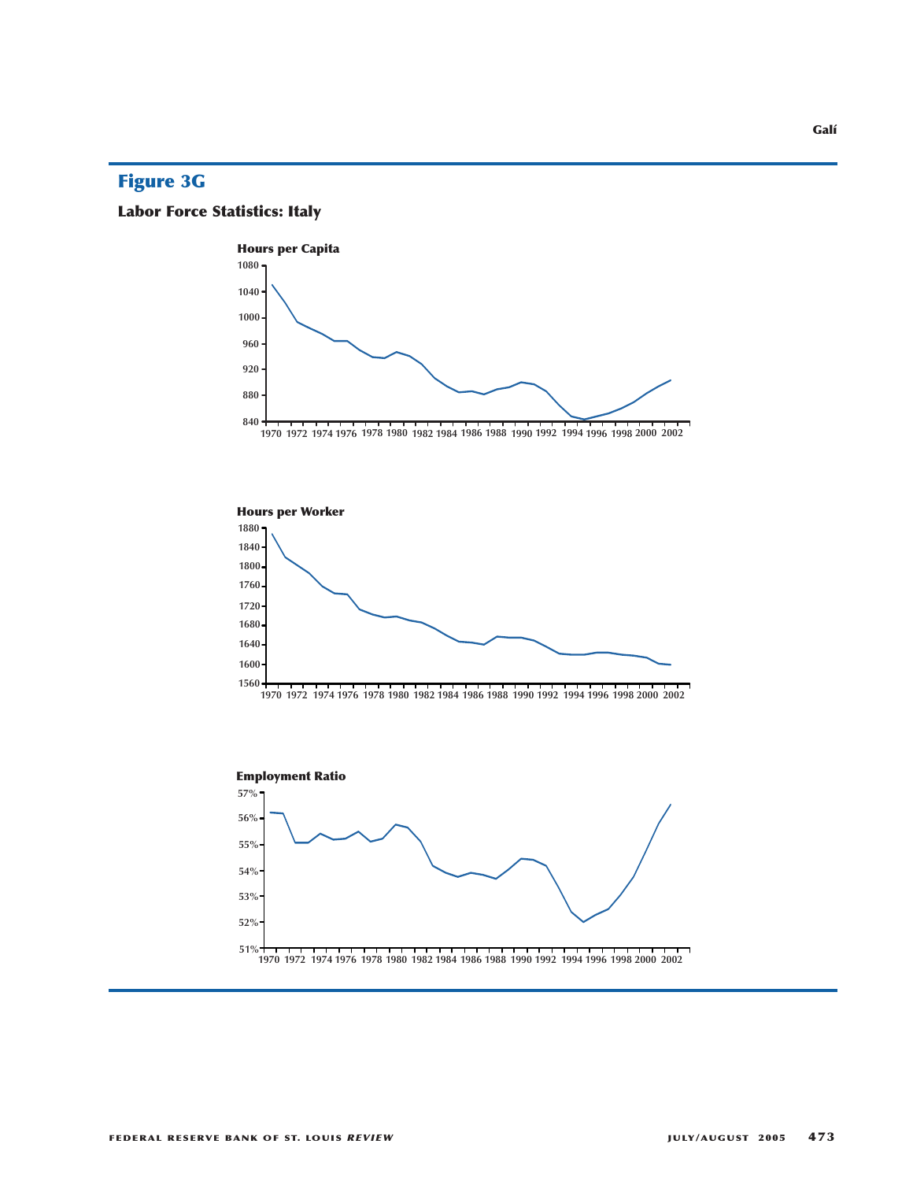## Figure 3G

### Labor Force Statistics: Italy

**Hours per Capita**

**Hours per Worker**

**Employment Ratio**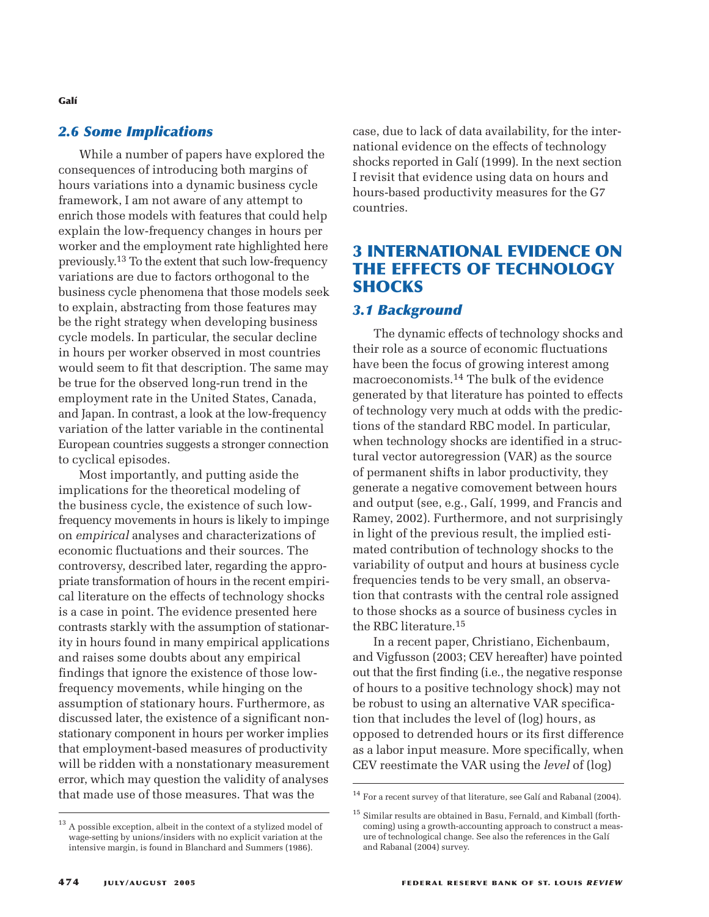## 2.6 Some Implications

While a number of papers have explored the consequences of introducing both margins of hours variations into a dynamic business cycle framework, I am not aware of any attempt to enrich those models with features that could help explain the low-frequency changes in hours per worker and the employment rate highlighted here previously.[13] To the extent that such low-frequency variations are due to factors orthogonal to the business cycle phenomena that those models seek to explain, abstracting from those features may be the right strategy when developing business cycle models. In particular, the secular decline in hours per worker observed in most countries would seem to fit that description. The same may be true for the observed long-run trend in the employment rate in the United States, Canada, and Japan. In contrast, a look at the low-frequency variation of the latter variable in the continental European countries suggests a stronger connection to cyclical episodes.

Most importantly, and putting aside the implications for the theoretical modeling of the business cycle, the existence of such low-frequency movements in hours is likely to impinge on *empirical* analyses and characterizations of economic fluctuations and their sources. The controversy, described later, regarding the appropriate transformation of hours in the recent empirical literature on the effects of technology shocks is a case in point. The evidence presented here contrasts starkly with the assumption of stationarity in hours found in many empirical applications and raises some doubts about any empirical findings that ignore the existence of those low-frequency movements, while hinging on the assumption of stationary hours. Furthermore, as discussed later, the existence of a significant nonstationary component in hours per worker implies that employment-based measures of productivity will be ridden with a nonstationary measurement error, which may question the validity of analyses that made use of those measures. That was the case, due to lack of data availability, for the international evidence on the effects of technology shocks reported in Galí (1999). In the next section I revisit that evidence using data on hours and hours-based productivity measures for the G7 countries.

# 3 INTERNATIONAL EVIDENCE ON THE EFFECTS OF TECHNOLOGY SHOCKS

## 3.1 Background

The dynamic effects of technology shocks and their role as a source of economic fluctuations have been the focus of growing interest among macroeconomists.[14] The bulk of the evidence generated by that literature has pointed to effects of technology very much at odds with the predictions of the standard RBC model. In particular, when technology shocks are identified in a structural vector autoregression (VAR) as the source of permanent shifts in labor productivity, they generate a negative comovement between hours and output (see, e.g., Galí, 1999, and Francis and Ramey, 2002). Furthermore, and not surprisingly in light of the previous result, the implied estimated contribution of technology shocks to the variability of output and hours at business cycle frequencies tends to be very small, an observation that contrasts with the central role assigned to those shocks as a source of business cycles in the RBC literature.[15]

In a recent paper, Christiano, Eichenbaum, and Vigfusson (2003; CEV hereafter) have pointed out that the first finding (i.e., the negative response of hours to a positive technology shock) may not be robust to using an alternative VAR specification that includes the level of (log) hours, as opposed to detrended hours or its first difference as a labor input measure. More specifically, when CEV reestimate the VAR using the *level* of (log)

---

[13] A possible exception, albeit in the context of a stylized model of wage-setting by unions/insiders with no explicit variation at the intensive margin, is found in Blanchard and Summers (1986).

[14] For a recent survey of that literature, see Galí and Rabanal (2004).

[15] Similar results are obtained in Basu, Fernald, and Kimball (forthcoming) using a growth-accounting approach to construct a measure of technological change. See also the references in the Galí and Rabanal (2004) survey.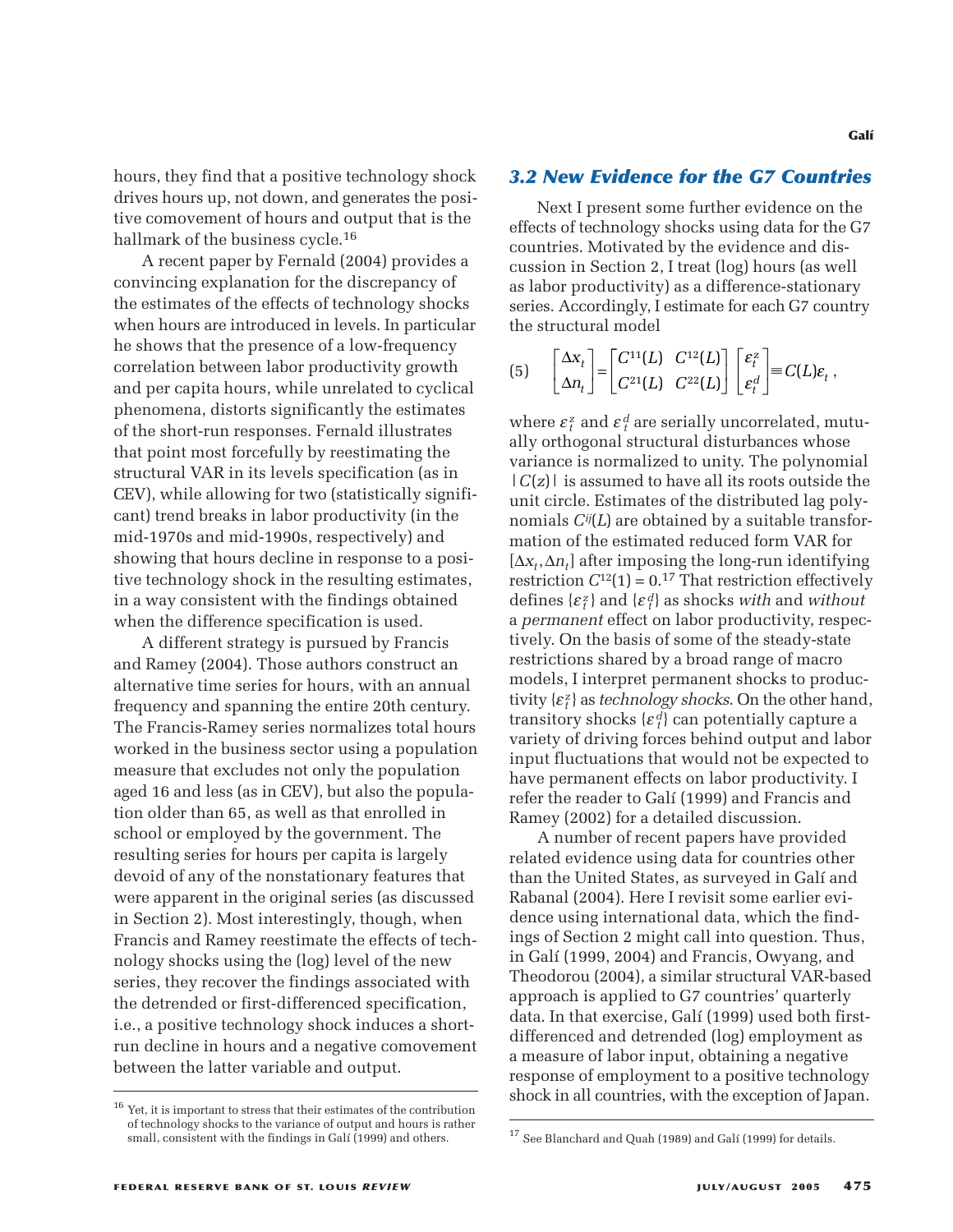hours, they find that a positive technology shock drives hours up, not down, and generates the positive comovement of hours and output that is the hallmark of the business cycle.[16]

A recent paper by Fernald (2004) provides a convincing explanation for the discrepancy of the estimates of the effects of technology shocks when hours are introduced in levels. In particular he shows that the presence of a low-frequency correlation between labor productivity growth and per capita hours, while unrelated to cyclical phenomena, distorts significantly the estimates of the short-run responses. Fernald illustrates that point most forcefully by reestimating the structural VAR in its levels specification (as in CEV), while allowing for two (statistically significant) trend breaks in labor productivity (in the mid-1970s and mid-1990s, respectively) and showing that hours decline in response to a positive technology shock in the resulting estimates, in a way consistent with the findings obtained when the difference specification is used.

A different strategy is pursued by Francis and Ramey (2004). Those authors construct an alternative time series for hours, with an annual frequency and spanning the entire 20th century. The Francis-Ramey series normalizes total hours worked in the business sector using a population measure that excludes not only the population aged 16 and less (as in CEV), but also the population older than 65, as well as that enrolled in school or employed by the government. The resulting series for hours per capita is largely devoid of any of the nonstationary features that were apparent in the original series (as discussed in Section 2). Most interestingly, though, when Francis and Ramey reestimate the effects of technology shocks using the (log) level of the new series, they recover the findings associated with the detrended or first-differenced specification, i.e., a positive technology shock induces a short-run decline in hours and a negative comovement between the latter variable and output.

[16] Yet, it is important to stress that their estimates of the contribution of technology shocks to the variance of output and hours is rather small, consistent with the findings in Galí (1999) and others.

### 3.2 New Evidence for the G7 Countries

Next I present some further evidence on the effects of technology shocks using data for the G7 countries. Motivated by the evidence and discussion in Section 2, I treat (log) hours (as well as labor productivity) as a difference-stationary series. Accordingly, I estimate for each G7 country the structural model

$$\text{(5)} \quad \begin{bmatrix} \Delta x_t \\ \Delta n_t \end{bmatrix} = \begin{bmatrix} C^{11}(L) & C^{12}(L) \\ C^{21}(L) & C^{22}(L) \end{bmatrix} \begin{bmatrix} \varepsilon_t^z \\ \varepsilon_t^d \end{bmatrix} \equiv C(L)\varepsilon_t ,$$

where $\varepsilon_t^z$ and $\varepsilon_t^d$ are serially uncorrelated, mutually orthogonal structural disturbances whose variance is normalized to unity. The polynomial $|C(z)|$ is assumed to have all its roots outside the unit circle. Estimates of the distributed lag polynomials $C^{ij}(L)$ are obtained by a suitable transformation of the estimated reduced form VAR for $[\Delta x_t, \Delta n_t]$ after imposing the long-run identifying restriction $C^{12}(1) = 0$.[17] That restriction effectively defines $\{\varepsilon_t^z\}$ and $\{\varepsilon_t^d\}$ as shocks *with* and *without* a *permanent* effect on labor productivity, respectively. On the basis of some of the steady-state restrictions shared by a broad range of macro models, I interpret permanent shocks to productivity $\{\varepsilon_t^z\}$ as *technology shocks*. On the other hand, transitory shocks $\{\varepsilon_t^d\}$ can potentially capture a variety of driving forces behind output and labor input fluctuations that would not be expected to have permanent effects on labor productivity. I refer the reader to Galí (1999) and Francis and Ramey (2002) for a detailed discussion.

A number of recent papers have provided related evidence using data for countries other than the United States, as surveyed in Galí and Rabanal (2004). Here I revisit some earlier evidence using international data, which the findings of Section 2 might call into question. Thus, in Galí (1999, 2004) and Francis, Owyang, and Theodorou (2004), a similar structural VAR-based approach is applied to G7 countries' quarterly data. In that exercise, Galí (1999) used both first-differenced and detrended (log) employment as a measure of labor input, obtaining a negative response of employment to a positive technology shock in all countries, with the exception of Japan.

[17] See Blanchard and Quah (1989) and Galí (1999) for details.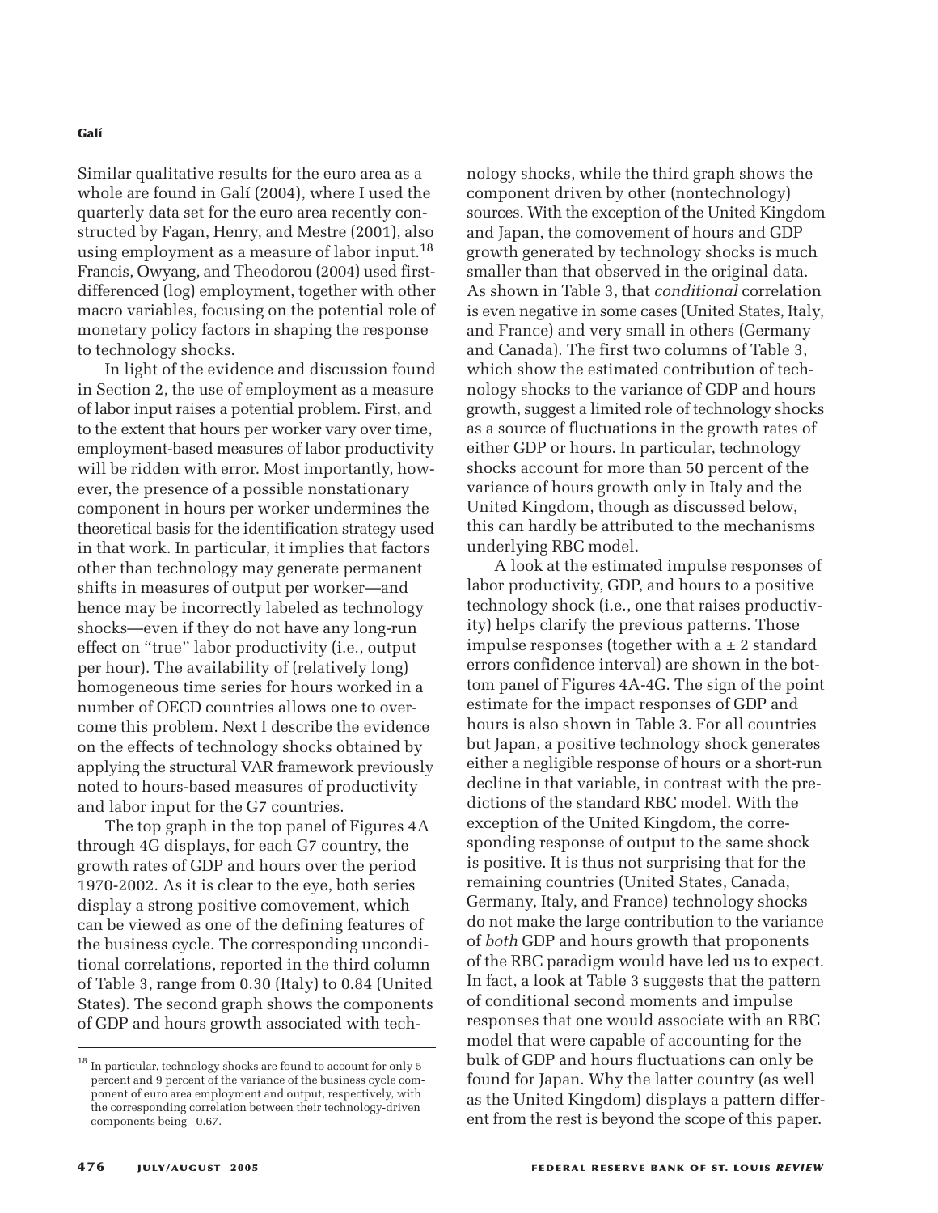Similar qualitative results for the euro area as a whole are found in Galí (2004), where I used the quarterly data set for the euro area recently constructed by Fagan, Henry, and Mestre (2001), also using employment as a measure of labor input.[18] Francis, Owyang, and Theodorou (2004) used first-differenced (log) employment, together with other macro variables, focusing on the potential role of monetary policy factors in shaping the response to technology shocks.

In light of the evidence and discussion found in Section 2, the use of employment as a measure of labor input raises a potential problem. First, and to the extent that hours per worker vary over time, employment-based measures of labor productivity will be ridden with error. Most importantly, however, the presence of a possible nonstationary component in hours per worker undermines the theoretical basis for the identification strategy used in that work. In particular, it implies that factors other than technology may generate permanent shifts in measures of output per worker—and hence may be incorrectly labeled as technology shocks—even if they do not have any long-run effect on "true" labor productivity (i.e., output per hour). The availability of (relatively long) homogeneous time series for hours worked in a number of OECD countries allows one to overcome this problem. Next I describe the evidence on the effects of technology shocks obtained by applying the structural VAR framework previously noted to hours-based measures of productivity and labor input for the G7 countries.

The top graph in the top panel of Figures 4A through 4G displays, for each G7 country, the growth rates of GDP and hours over the period 1970-2002. As it is clear to the eye, both series display a strong positive comovement, which can be viewed as one of the defining features of the business cycle. The corresponding unconditional correlations, reported in the third column of Table 3, range from 0.30 (Italy) to 0.84 (United States). The second graph shows the components of GDP and hours growth associated with technology shocks, while the third graph shows the component driven by other (nontechnology) sources. With the exception of the United Kingdom and Japan, the comovement of hours and GDP growth generated by technology shocks is much smaller than that observed in the original data. As shown in Table 3, that *conditional* correlation is even negative in some cases (United States, Italy, and France) and very small in others (Germany and Canada). The first two columns of Table 3, which show the estimated contribution of technology shocks to the variance of GDP and hours growth, suggest a limited role of technology shocks as a source of fluctuations in the growth rates of either GDP or hours. In particular, technology shocks account for more than 50 percent of the variance of hours growth only in Italy and the United Kingdom, though as discussed below, this can hardly be attributed to the mechanisms underlying RBC model.

A look at the estimated impulse responses of labor productivity, GDP, and hours to a positive technology shock (i.e., one that raises productivity) helps clarify the previous patterns. Those impulse responses (together with a ± 2 standard errors confidence interval) are shown in the bottom panel of Figures 4A-4G. The sign of the point estimate for the impact responses of GDP and hours is also shown in Table 3. For all countries but Japan, a positive technology shock generates either a negligible response of hours or a short-run decline in that variable, in contrast with the predictions of the standard RBC model. With the exception of the United Kingdom, the corresponding response of output to the same shock is positive. It is thus not surprising that for the remaining countries (United States, Canada, Germany, Italy, and France) technology shocks do not make the large contribution to the variance of *both* GDP and hours growth that proponents of the RBC paradigm would have led us to expect. In fact, a look at Table 3 suggests that the pattern of conditional second moments and impulse responses that one would associate with an RBC model that were capable of accounting for the bulk of GDP and hours fluctuations can only be found for Japan. Why the latter country (as well as the United Kingdom) displays a pattern different from the rest is beyond the scope of this paper.

[18] In particular, technology shocks are found to account for only 5 percent and 9 percent of the variance of the business cycle component of euro area employment and output, respectively, with the corresponding correlation between their technology-driven components being –0.67.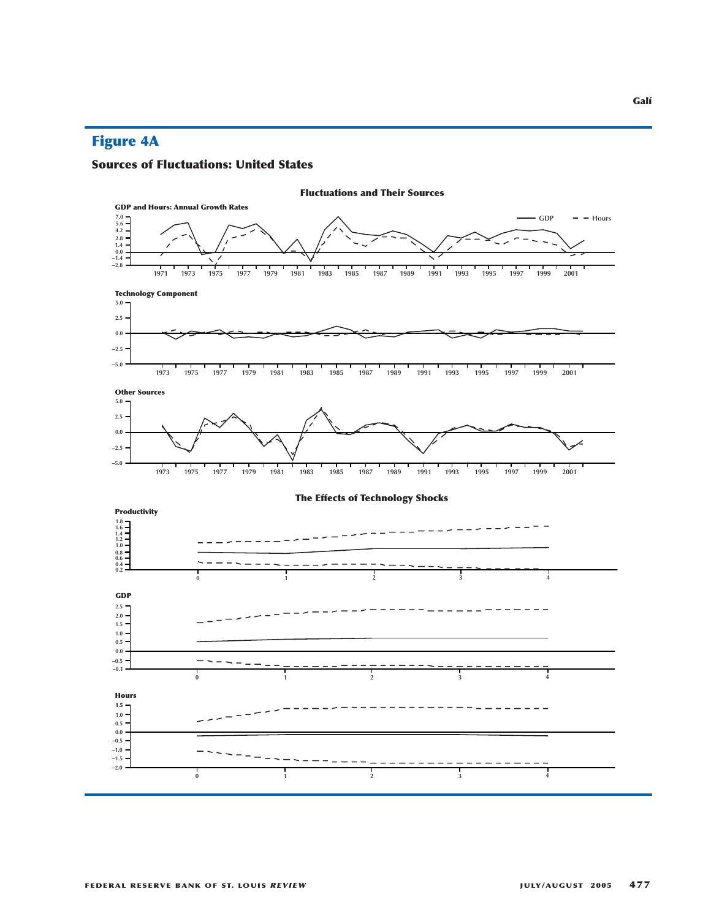## Figure 4A

### Sources of Fluctuations: United States

**Fluctuations and Their Sources**

**GDP and Hours: Annual Growth Rates**

**Technology Component**

**Other Sources**

**The Effects of Technology Shocks**

**Productivity**

**GDP**

**Hours**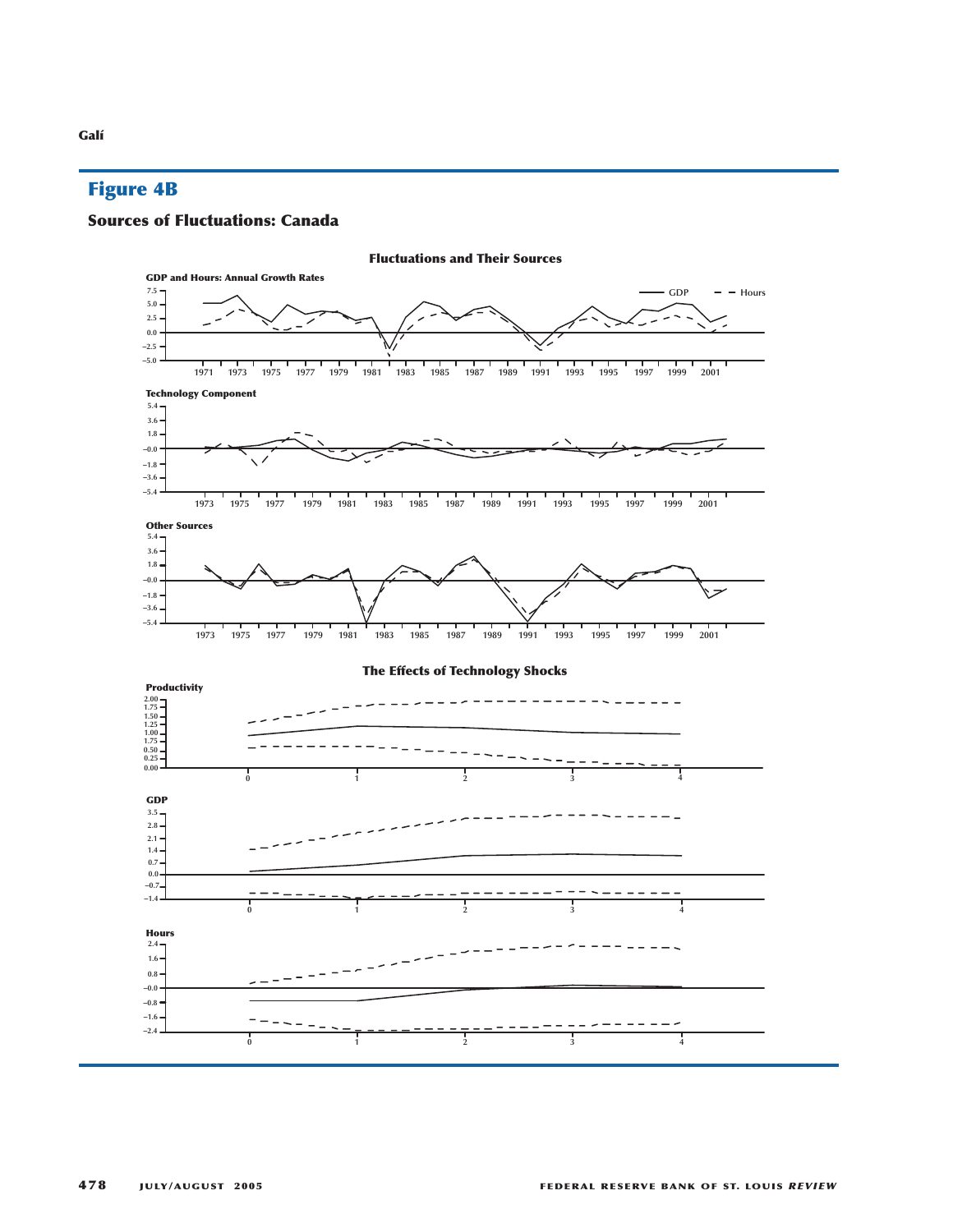## Figure 4B

### Sources of Fluctuations: Canada

**Fluctuations and Their Sources**

**GDP and Hours: Annual Growth Rates**

**Technology Component**

**Other Sources**

**The Effects of Technology Shocks**

**Productivity**

**GDP**

**Hours**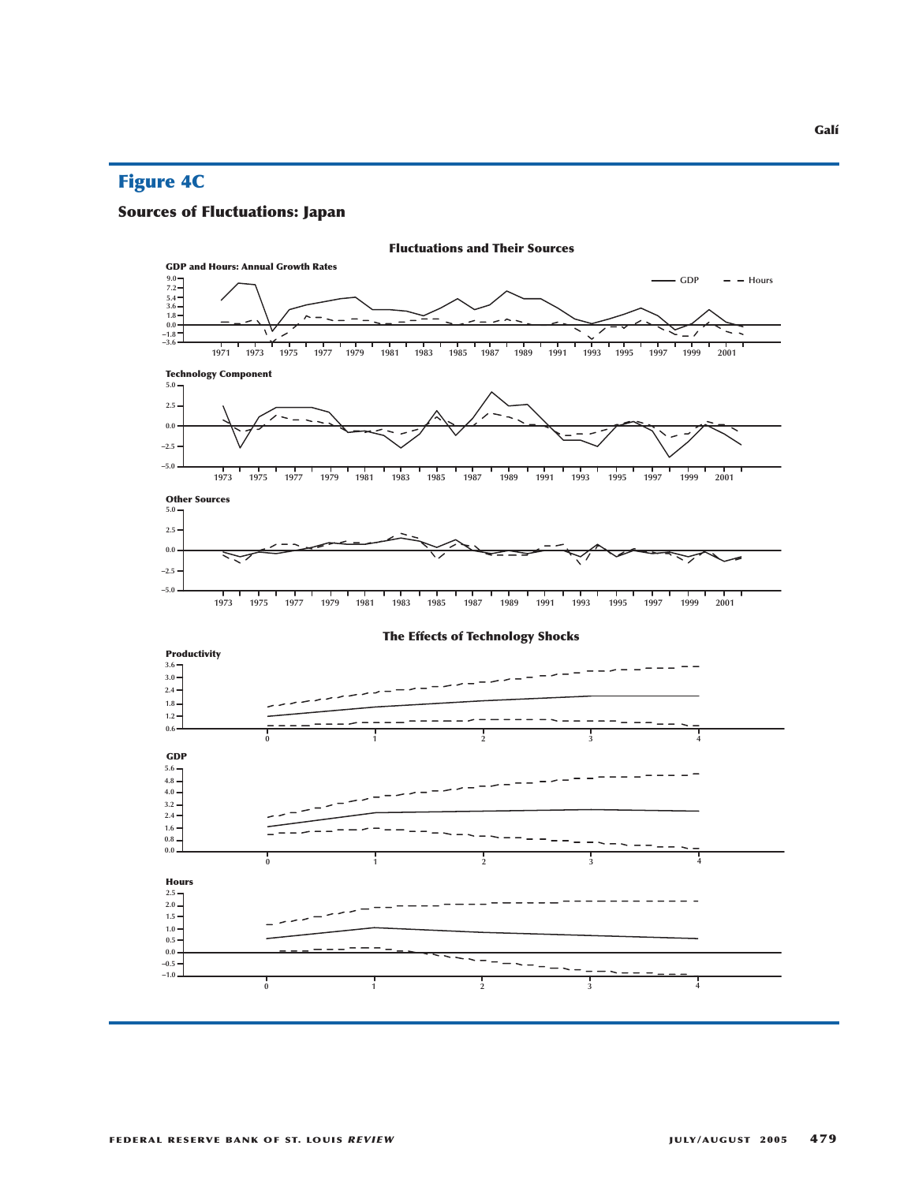## Figure 4C

### Sources of Fluctuations: Japan

**Fluctuations and Their Sources**

**GDP and Hours: Annual Growth Rates**

**Technology Component**

**Other Sources**

**The Effects of Technology Shocks**

**Productivity**

**GDP**

**Hours**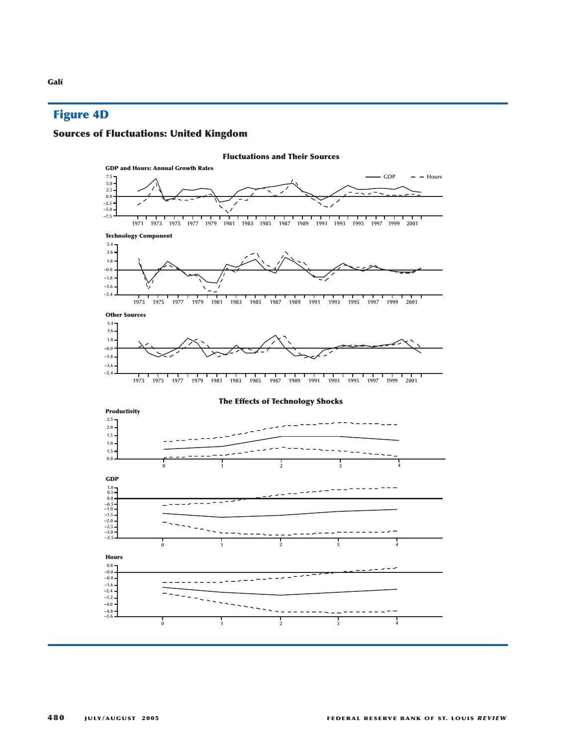## Figure 4D

### Sources of Fluctuations: United Kingdom

**Fluctuations and Their Sources**

**GDP and Hours: Annual Growth Rates**

**Technology Component**

**Other Sources**

**The Effects of Technology Shocks**

**Productivity**

**GDP**

**Hours**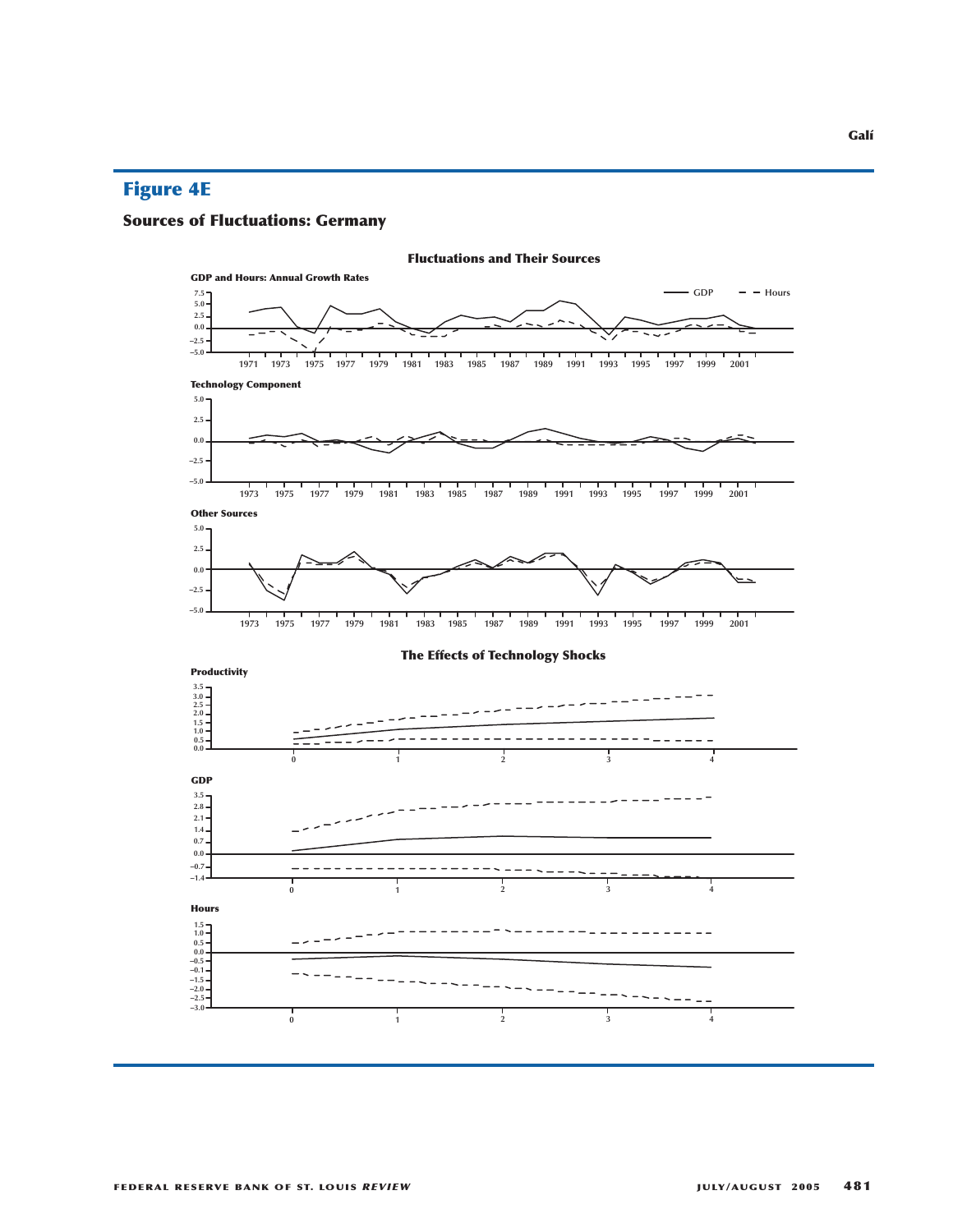## Figure 4E

### Sources of Fluctuations: Germany

**Fluctuations and Their Sources**

**GDP and Hours: Annual Growth Rates**

**Technology Component**

**Other Sources**

**The Effects of Technology Shocks**

**Productivity**

**GDP**

**Hours**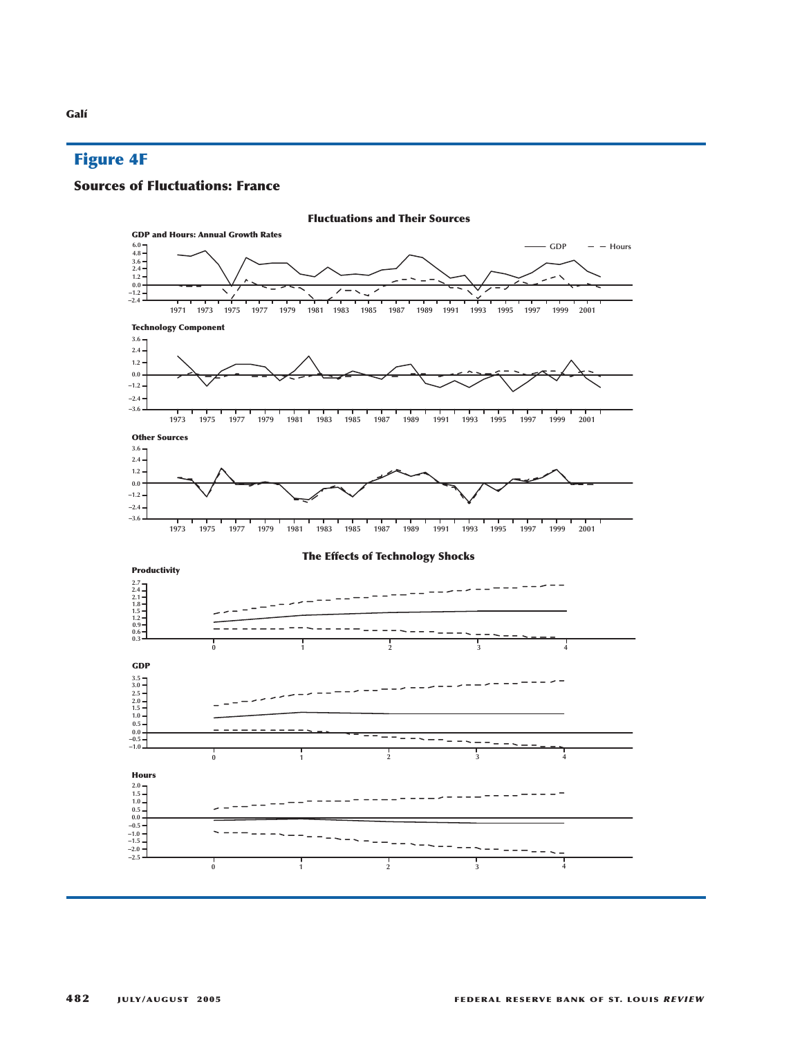## Figure 4F

### Sources of Fluctuations: France

**Fluctuations and Their Sources**

**GDP and Hours: Annual Growth Rates**

**Technology Component**

**Other Sources**

**The Effects of Technology Shocks**

**Productivity**

**GDP**

**Hours**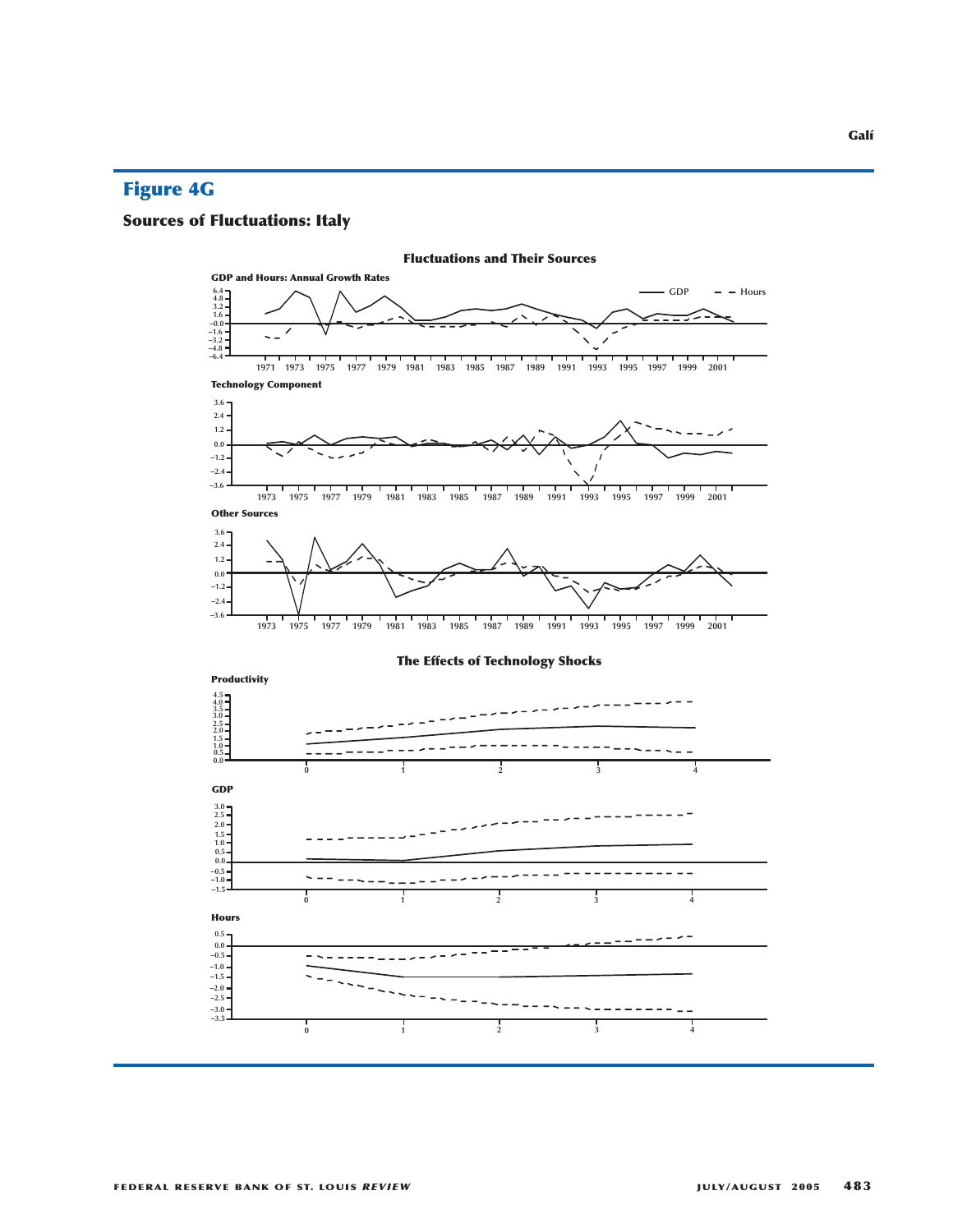## Figure 4G

### Sources of Fluctuations: Italy

**Fluctuations and Their Sources**

**GDP and Hours: Annual Growth Rates**

**Technology Component**

**Other Sources**

**The Effects of Technology Shocks**

**Productivity**

**GDP**

**Hours**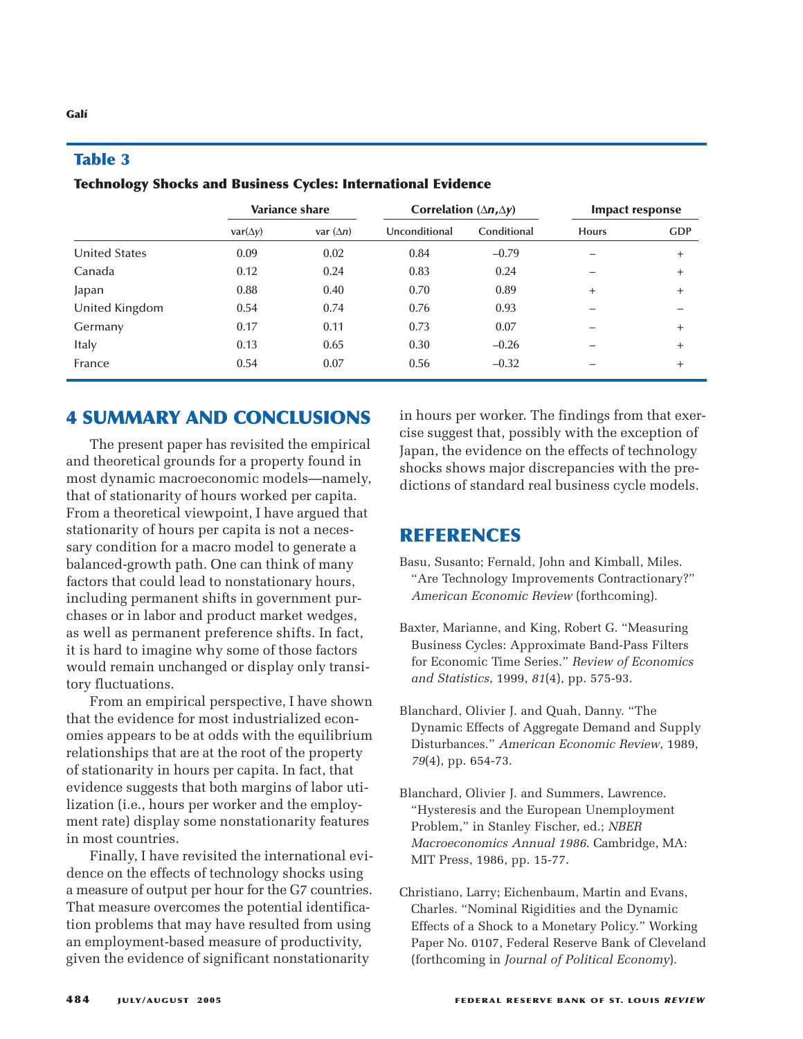## Table 3

**Technology Shocks and Business Cycles: International Evidence**

| | Variance share | | Correlation ($\Delta n, \Delta y$) | | Impact response | |
|---|---|---|---|---|---|---|
| | var($\Delta y$) | var ($\Delta n$) | Unconditional | Conditional | Hours | GDP |
| United States | 0.09 | 0.02 | 0.84 | –0.79 | – | + |
| Canada | 0.12 | 0.24 | 0.83 | 0.24 | – | + |
| Japan | 0.88 | 0.40 | 0.70 | 0.89 | + | + |
| United Kingdom | 0.54 | 0.74 | 0.76 | 0.93 | – | – |
| Germany | 0.17 | 0.11 | 0.73 | 0.07 | – | + |
| Italy | 0.13 | 0.65 | 0.30 | –0.26 | – | + |
| France | 0.54 | 0.07 | 0.56 | –0.32 | – | + |

# 4 SUMMARY AND CONCLUSIONS

The present paper has revisited the empirical and theoretical grounds for a property found in most dynamic macroeconomic models—namely, that of stationarity of hours worked per capita. From a theoretical viewpoint, I have argued that stationarity of hours per capita is not a necessary condition for a macro model to generate a balanced-growth path. One can think of many factors that could lead to nonstationary hours, including permanent shifts in government purchases or in labor and product market wedges, as well as permanent preference shifts. In fact, it is hard to imagine why some of those factors would remain unchanged or display only transitory fluctuations.

From an empirical perspective, I have shown that the evidence for most industrialized economies appears to be at odds with the equilibrium relationships that are at the root of the property of stationarity in hours per capita. In fact, that evidence suggests that both margins of labor utilization (i.e., hours per worker and the employment rate) display some nonstationarity features in most countries.

Finally, I have revisited the international evidence on the effects of technology shocks using a measure of output per hour for the G7 countries. That measure overcomes the potential identification problems that may have resulted from using an employment-based measure of productivity, given the evidence of significant nonstationarity in hours per worker. The findings from that exercise suggest that, possibly with the exception of Japan, the evidence on the effects of technology shocks shows major discrepancies with the predictions of standard real business cycle models.

# REFERENCES

Basu, Susanto; Fernald, John and Kimball, Miles. "Are Technology Improvements Contractionary?" *American Economic Review* (forthcoming).

Baxter, Marianne, and King, Robert G. "Measuring Business Cycles: Approximate Band-Pass Filters for Economic Time Series." *Review of Economics and Statistics*, 1999, *81*(4), pp. 575-93.

Blanchard, Olivier J. and Quah, Danny. "The Dynamic Effects of Aggregate Demand and Supply Disturbances." *American Economic Review*, 1989, *79*(4), pp. 654-73.

Blanchard, Olivier J. and Summers, Lawrence. "Hysteresis and the European Unemployment Problem," in Stanley Fischer, ed.; *NBER Macroeconomics Annual 1986*. Cambridge, MA: MIT Press, 1986, pp. 15-77.

Christiano, Larry; Eichenbaum, Martin and Evans, Charles. "Nominal Rigidities and the Dynamic Effects of a Shock to a Monetary Policy." Working Paper No. 0107, Federal Reserve Bank of Cleveland (forthcoming in *Journal of Political Economy*).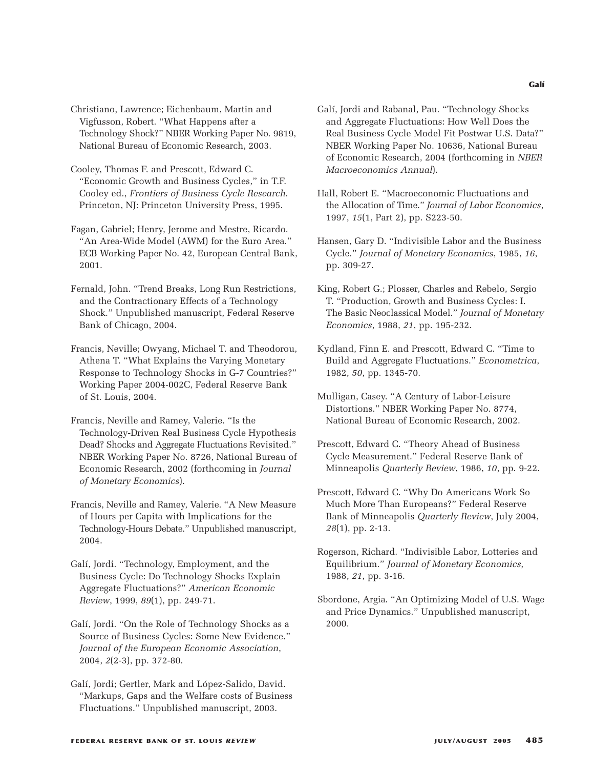Christiano, Lawrence; Eichenbaum, Martin and Vigfusson, Robert. "What Happens after a Technology Shock?" NBER Working Paper No. 9819, National Bureau of Economic Research, 2003.

Cooley, Thomas F. and Prescott, Edward C. "Economic Growth and Business Cycles," in T.F. Cooley ed., *Frontiers of Business Cycle Research*. Princeton, NJ: Princeton University Press, 1995.

Fagan, Gabriel; Henry, Jerome and Mestre, Ricardo. "An Area-Wide Model (AWM) for the Euro Area." ECB Working Paper No. 42, European Central Bank, 2001.

Fernald, John. "Trend Breaks, Long Run Restrictions, and the Contractionary Effects of a Technology Shock." Unpublished manuscript, Federal Reserve Bank of Chicago, 2004.

Francis, Neville; Owyang, Michael T. and Theodorou, Athena T. "What Explains the Varying Monetary Response to Technology Shocks in G-7 Countries?" Working Paper 2004-002C, Federal Reserve Bank of St. Louis, 2004.

Francis, Neville and Ramey, Valerie. "Is the Technology-Driven Real Business Cycle Hypothesis Dead? Shocks and Aggregate Fluctuations Revisited." NBER Working Paper No. 8726, National Bureau of Economic Research, 2002 (forthcoming in *Journal of Monetary Economics*).

Francis, Neville and Ramey, Valerie. "A New Measure of Hours per Capita with Implications for the Technology-Hours Debate." Unpublished manuscript, 2004.

Galí, Jordi. "Technology, Employment, and the Business Cycle: Do Technology Shocks Explain Aggregate Fluctuations?" *American Economic Review*, 1999, *89*(1), pp. 249-71.

Galí, Jordi. "On the Role of Technology Shocks as a Source of Business Cycles: Some New Evidence." *Journal of the European Economic Association*, 2004, *2*(2-3), pp. 372-80.

Galí, Jordi; Gertler, Mark and López-Salido, David. "Markups, Gaps and the Welfare costs of Business Fluctuations." Unpublished manuscript, 2003.

Galí, Jordi and Rabanal, Pau. "Technology Shocks and Aggregate Fluctuations: How Well Does the Real Business Cycle Model Fit Postwar U.S. Data?" NBER Working Paper No. 10636, National Bureau of Economic Research, 2004 (forthcoming in *NBER Macroeconomics Annual*).

Hall, Robert E. "Macroeconomic Fluctuations and the Allocation of Time." *Journal of Labor Economics*, 1997, *15*(1, Part 2), pp. S223-50.

Hansen, Gary D. "Indivisible Labor and the Business Cycle." *Journal of Monetary Economics*, 1985, *16*, pp. 309-27.

King, Robert G.; Plosser, Charles and Rebelo, Sergio T. "Production, Growth and Business Cycles: I. The Basic Neoclassical Model." *Journal of Monetary Economics*, 1988, *21*, pp. 195-232.

Kydland, Finn E. and Prescott, Edward C. "Time to Build and Aggregate Fluctuations." *Econometrica*, 1982, *50*, pp. 1345-70.

Mulligan, Casey. "A Century of Labor-Leisure Distortions." NBER Working Paper No. 8774, National Bureau of Economic Research, 2002.

Prescott, Edward C. "Theory Ahead of Business Cycle Measurement." Federal Reserve Bank of Minneapolis *Quarterly Review*, 1986, *10*, pp. 9-22.

Prescott, Edward C. "Why Do Americans Work So Much More Than Europeans?" Federal Reserve Bank of Minneapolis *Quarterly Review*, July 2004, *28*(1), pp. 2-13.

Rogerson, Richard. "Indivisible Labor, Lotteries and Equilibrium." *Journal of Monetary Economics*, 1988, *21*, pp. 3-16.

Sbordone, Argia. "An Optimizing Model of U.S. Wage and Price Dynamics." Unpublished manuscript, 2000.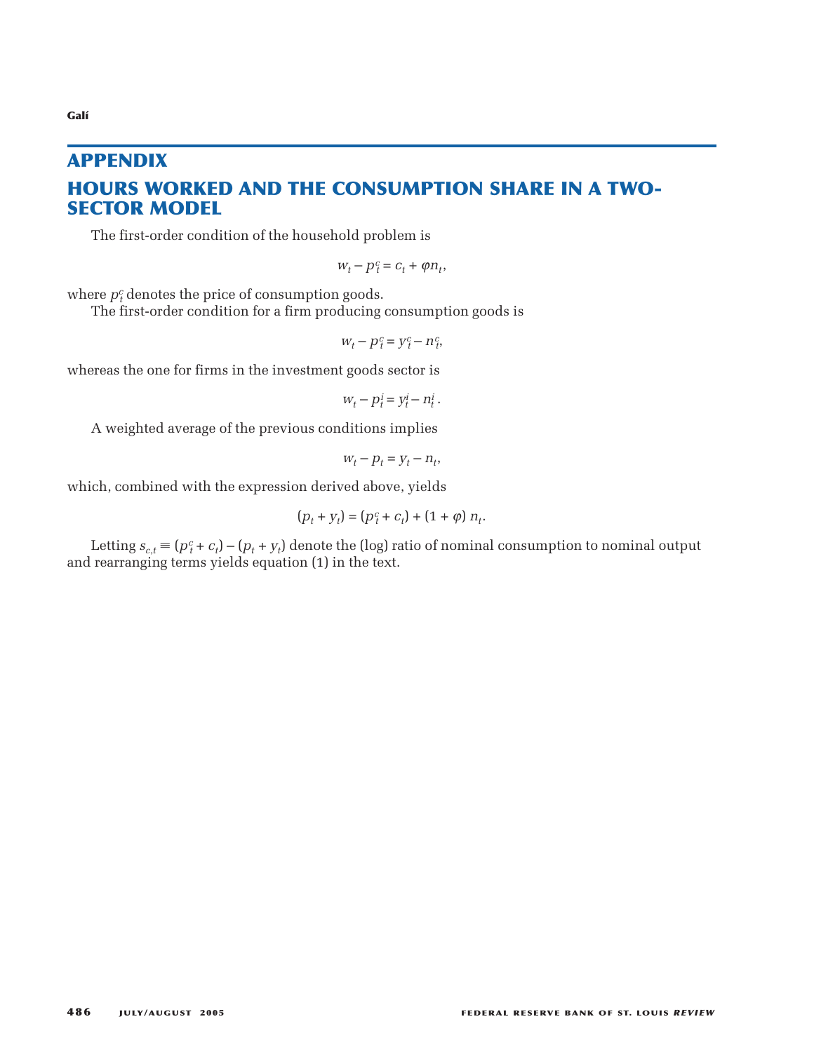# APPENDIX

## HOURS WORKED AND THE CONSUMPTION SHARE IN A TWO-SECTOR MODEL

The first-order condition of the household problem is

$$w_t - p_t^c = c_t + \varphi n_t,$$

where $p_t^c$ denotes the price of consumption goods.

The first-order condition for a firm producing consumption goods is

$$w_t - p_t^c = y_t^c - n_t^c,$$

whereas the one for firms in the investment goods sector is

$$w_t - p_t^i = y_t^i - n_t^i.$$

A weighted average of the previous conditions implies

$$w_t - p_t = y_t - n_t,$$

which, combined with the expression derived above, yields

$$(p_t + y_t) = (p_t^c + c_t) + (1 + \varphi)\, n_t.$$

Letting $s_{c,t} \equiv (p_t^c + c_t) - (p_t + y_t)$ denote the (log) ratio of nominal consumption to nominal output and rearranging terms yields equation (1) in the text.